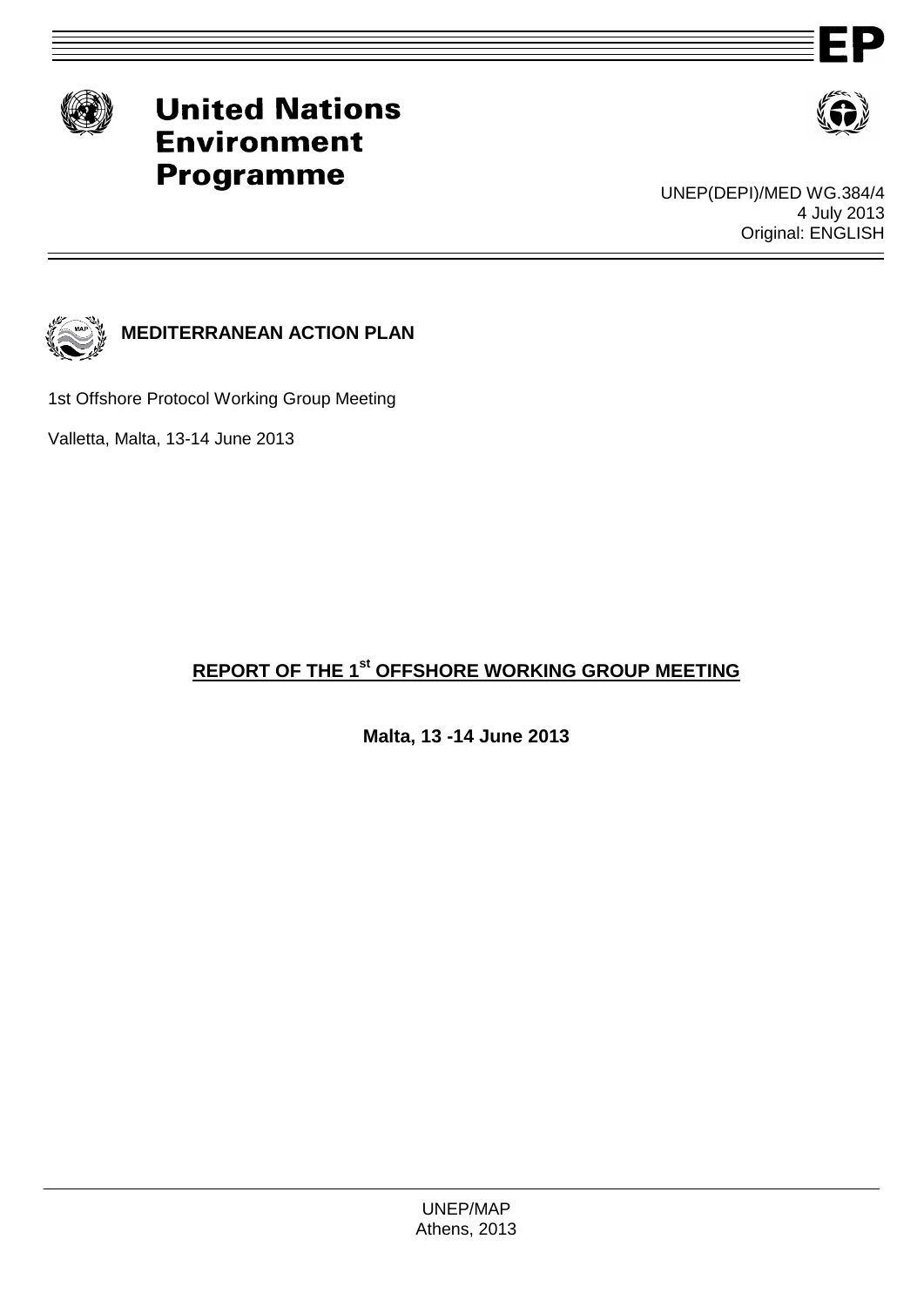# United Nations Environment Programme

UNEP(DEPI)/MED WG.384/4
4 July 2013
Original: ENGLISH

**MEDITERRANEAN ACTION PLAN**

1st Offshore Protocol Working Group Meeting

Valletta, Malta, 13-14 June 2013

## REPORT OF THE 1[st] OFFSHORE WORKING GROUP MEETING

**Malta, 13 -14 June 2013**

UNEP/MAP
Athens, 2013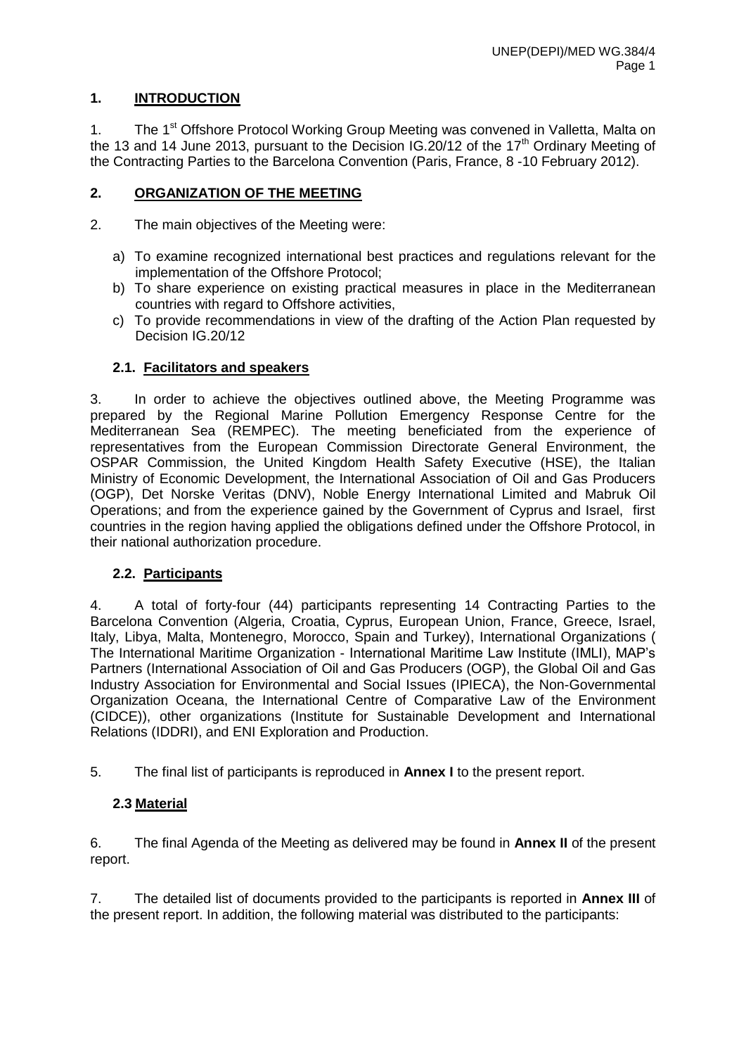## 1. INTRODUCTION

1. The 1st Offshore Protocol Working Group Meeting was convened in Valletta, Malta on the 13 and 14 June 2013, pursuant to the Decision IG.20/12 of the 17th Ordinary Meeting of the Contracting Parties to the Barcelona Convention (Paris, France, 8 -10 February 2012).

## 2. ORGANIZATION OF THE MEETING

2. The main objectives of the Meeting were:

   a) To examine recognized international best practices and regulations relevant for the implementation of the Offshore Protocol;
   b) To share experience on existing practical measures in place in the Mediterranean countries with regard to Offshore activities,
   c) To provide recommendations in view of the drafting of the Action Plan requested by Decision IG.20/12

### 2.1. Facilitators and speakers

3. In order to achieve the objectives outlined above, the Meeting Programme was prepared by the Regional Marine Pollution Emergency Response Centre for the Mediterranean Sea (REMPEC). The meeting beneficiated from the experience of representatives from the European Commission Directorate General Environment, the OSPAR Commission, the United Kingdom Health Safety Executive (HSE), the Italian Ministry of Economic Development, the International Association of Oil and Gas Producers (OGP), Det Norske Veritas (DNV), Noble Energy International Limited and Mabruk Oil Operations; and from the experience gained by the Government of Cyprus and Israel, first countries in the region having applied the obligations defined under the Offshore Protocol, in their national authorization procedure.

### 2.2. Participants

4. A total of forty-four (44) participants representing 14 Contracting Parties to the Barcelona Convention (Algeria, Croatia, Cyprus, European Union, France, Greece, Israel, Italy, Libya, Malta, Montenegro, Morocco, Spain and Turkey), International Organizations ( The International Maritime Organization - International Maritime Law Institute (IMLI), MAP's Partners (International Association of Oil and Gas Producers (OGP), the Global Oil and Gas Industry Association for Environmental and Social Issues (IPIECA), the Non-Governmental Organization Oceana, the International Centre of Comparative Law of the Environment (CIDCE)), other organizations (Institute for Sustainable Development and International Relations (IDDRI), and ENI Exploration and Production.

5. The final list of participants is reproduced in **Annex I** to the present report.

### 2.3 Material

6. The final Agenda of the Meeting as delivered may be found in **Annex II** of the present report.

7. The detailed list of documents provided to the participants is reported in **Annex III** of the present report. In addition, the following material was distributed to the participants: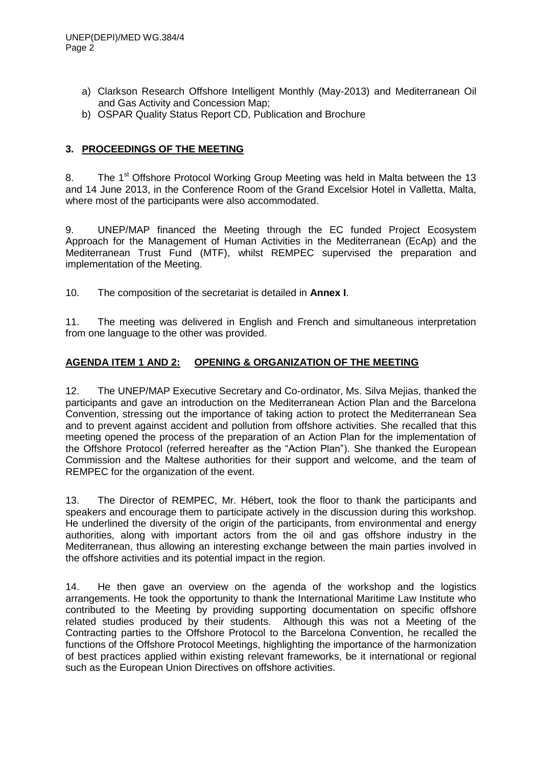a) Clarkson Research Offshore Intelligent Monthly (May-2013) and Mediterranean Oil and Gas Activity and Concession Map;
b) OSPAR Quality Status Report CD, Publication and Brochure

## 3. PROCEEDINGS OF THE MEETING

8. The 1st Offshore Protocol Working Group Meeting was held in Malta between the 13 and 14 June 2013, in the Conference Room of the Grand Excelsior Hotel in Valletta, Malta, where most of the participants were also accommodated.

9. UNEP/MAP financed the Meeting through the EC funded Project Ecosystem Approach for the Management of Human Activities in the Mediterranean (EcAp) and the Mediterranean Trust Fund (MTF), whilst REMPEC supervised the preparation and implementation of the Meeting.

10. The composition of the secretariat is detailed in **Annex I**.

11. The meeting was delivered in English and French and simultaneous interpretation from one language to the other was provided.

## AGENDA ITEM 1 AND 2: OPENING & ORGANIZATION OF THE MEETING

12. The UNEP/MAP Executive Secretary and Co-ordinator, Ms. Silva Mejias, thanked the participants and gave an introduction on the Mediterranean Action Plan and the Barcelona Convention, stressing out the importance of taking action to protect the Mediterranean Sea and to prevent against accident and pollution from offshore activities. She recalled that this meeting opened the process of the preparation of an Action Plan for the implementation of the Offshore Protocol (referred hereafter as the "Action Plan"). She thanked the European Commission and the Maltese authorities for their support and welcome, and the team of REMPEC for the organization of the event.

13. The Director of REMPEC, Mr. Hébert, took the floor to thank the participants and speakers and encourage them to participate actively in the discussion during this workshop. He underlined the diversity of the origin of the participants, from environmental and energy authorities, along with important actors from the oil and gas offshore industry in the Mediterranean, thus allowing an interesting exchange between the main parties involved in the offshore activities and its potential impact in the region.

14. He then gave an overview on the agenda of the workshop and the logistics arrangements. He took the opportunity to thank the International Maritime Law Institute who contributed to the Meeting by providing supporting documentation on specific offshore related studies produced by their students. Although this was not a Meeting of the Contracting parties to the Offshore Protocol to the Barcelona Convention, he recalled the functions of the Offshore Protocol Meetings, highlighting the importance of the harmonization of best practices applied within existing relevant frameworks, be it international or regional such as the European Union Directives on offshore activities.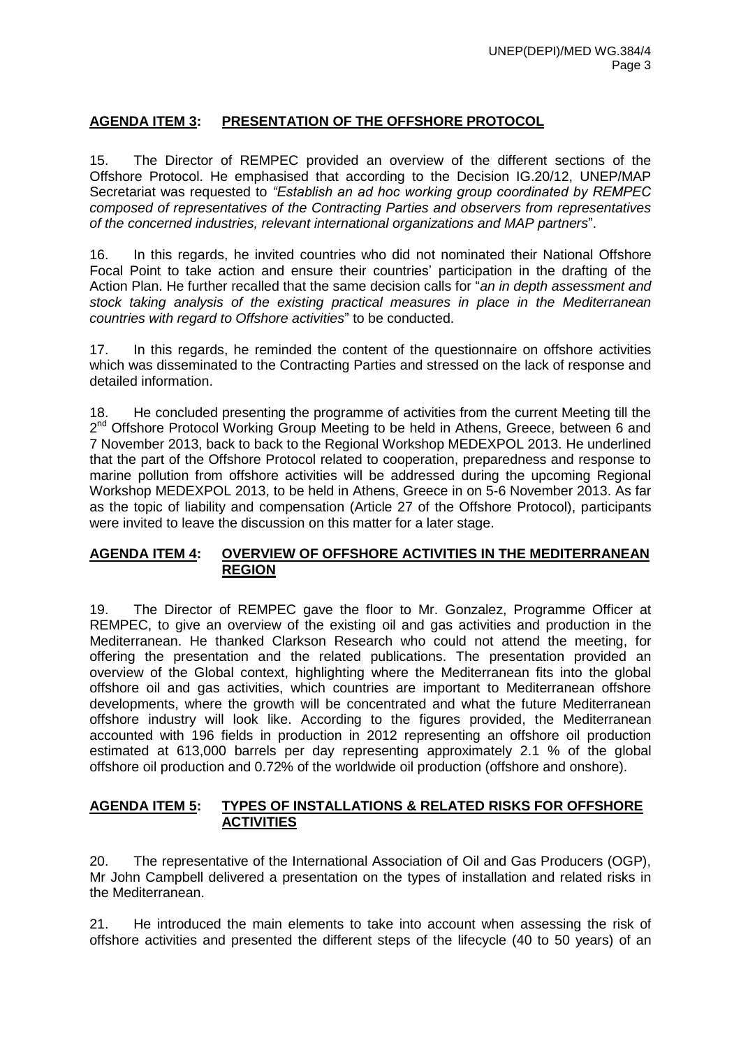**AGENDA ITEM 3: PRESENTATION OF THE OFFSHORE PROTOCOL**

15. The Director of REMPEC provided an overview of the different sections of the Offshore Protocol. He emphasised that according to the Decision IG.20/12, UNEP/MAP Secretariat was requested to *"Establish an ad hoc working group coordinated by REMPEC composed of representatives of the Contracting Parties and observers from representatives of the concerned industries, relevant international organizations and MAP partners*".

16. In this regards, he invited countries who did not nominated their National Offshore Focal Point to take action and ensure their countries' participation in the drafting of the Action Plan. He further recalled that the same decision calls for "*an in depth assessment and stock taking analysis of the existing practical measures in place in the Mediterranean countries with regard to Offshore activities*" to be conducted.

17. In this regards, he reminded the content of the questionnaire on offshore activities which was disseminated to the Contracting Parties and stressed on the lack of response and detailed information.

18. He concluded presenting the programme of activities from the current Meeting till the 2nd Offshore Protocol Working Group Meeting to be held in Athens, Greece, between 6 and 7 November 2013, back to back to the Regional Workshop MEDEXPOL 2013. He underlined that the part of the Offshore Protocol related to cooperation, preparedness and response to marine pollution from offshore activities will be addressed during the upcoming Regional Workshop MEDEXPOL 2013, to be held in Athens, Greece in on 5-6 November 2013. As far as the topic of liability and compensation (Article 27 of the Offshore Protocol), participants were invited to leave the discussion on this matter for a later stage.

**AGENDA ITEM 4: OVERVIEW OF OFFSHORE ACTIVITIES IN THE MEDITERRANEAN REGION**

19. The Director of REMPEC gave the floor to Mr. Gonzalez, Programme Officer at REMPEC, to give an overview of the existing oil and gas activities and production in the Mediterranean. He thanked Clarkson Research who could not attend the meeting, for offering the presentation and the related publications. The presentation provided an overview of the Global context, highlighting where the Mediterranean fits into the global offshore oil and gas activities, which countries are important to Mediterranean offshore developments, where the growth will be concentrated and what the future Mediterranean offshore industry will look like. According to the figures provided, the Mediterranean accounted with 196 fields in production in 2012 representing an offshore oil production estimated at 613,000 barrels per day representing approximately 2.1 % of the global offshore oil production and 0.72% of the worldwide oil production (offshore and onshore).

**AGENDA ITEM 5: TYPES OF INSTALLATIONS & RELATED RISKS FOR OFFSHORE ACTIVITIES**

20. The representative of the International Association of Oil and Gas Producers (OGP), Mr John Campbell delivered a presentation on the types of installation and related risks in the Mediterranean.

21. He introduced the main elements to take into account when assessing the risk of offshore activities and presented the different steps of the lifecycle (40 to 50 years) of an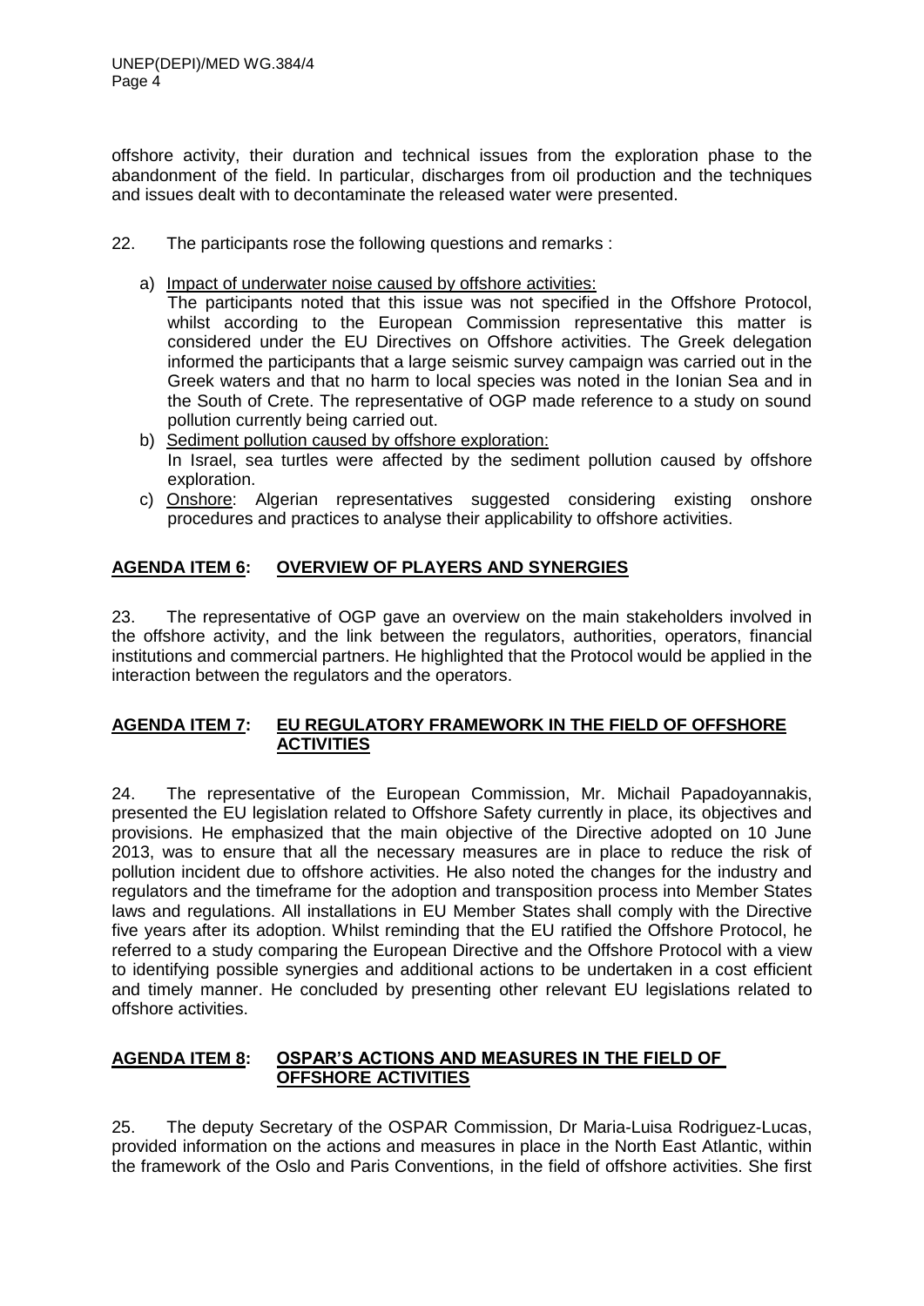offshore activity, their duration and technical issues from the exploration phase to the abandonment of the field. In particular, discharges from oil production and the techniques and issues dealt with to decontaminate the released water were presented.

22. The participants rose the following questions and remarks :

a) Impact of underwater noise caused by offshore activities:
The participants noted that this issue was not specified in the Offshore Protocol, whilst according to the European Commission representative this matter is considered under the EU Directives on Offshore activities. The Greek delegation informed the participants that a large seismic survey campaign was carried out in the Greek waters and that no harm to local species was noted in the Ionian Sea and in the South of Crete. The representative of OGP made reference to a study on sound pollution currently being carried out.

b) Sediment pollution caused by offshore exploration:
In Israel, sea turtles were affected by the sediment pollution caused by offshore exploration.

c) Onshore: Algerian representatives suggested considering existing onshore procedures and practices to analyse their applicability to offshore activities.

## AGENDA ITEM 6: OVERVIEW OF PLAYERS AND SYNERGIES

23. The representative of OGP gave an overview on the main stakeholders involved in the offshore activity, and the link between the regulators, authorities, operators, financial institutions and commercial partners. He highlighted that the Protocol would be applied in the interaction between the regulators and the operators.

## AGENDA ITEM 7: EU REGULATORY FRAMEWORK IN THE FIELD OF OFFSHORE ACTIVITIES

24. The representative of the European Commission, Mr. Michail Papadoyannakis, presented the EU legislation related to Offshore Safety currently in place, its objectives and provisions. He emphasized that the main objective of the Directive adopted on 10 June 2013, was to ensure that all the necessary measures are in place to reduce the risk of pollution incident due to offshore activities. He also noted the changes for the industry and regulators and the timeframe for the adoption and transposition process into Member States laws and regulations. All installations in EU Member States shall comply with the Directive five years after its adoption. Whilst reminding that the EU ratified the Offshore Protocol, he referred to a study comparing the European Directive and the Offshore Protocol with a view to identifying possible synergies and additional actions to be undertaken in a cost efficient and timely manner. He concluded by presenting other relevant EU legislations related to offshore activities.

## AGENDA ITEM 8: OSPAR'S ACTIONS AND MEASURES IN THE FIELD OF OFFSHORE ACTIVITIES

25. The deputy Secretary of the OSPAR Commission, Dr Maria-Luisa Rodriguez-Lucas, provided information on the actions and measures in place in the North East Atlantic, within the framework of the Oslo and Paris Conventions, in the field of offshore activities. She first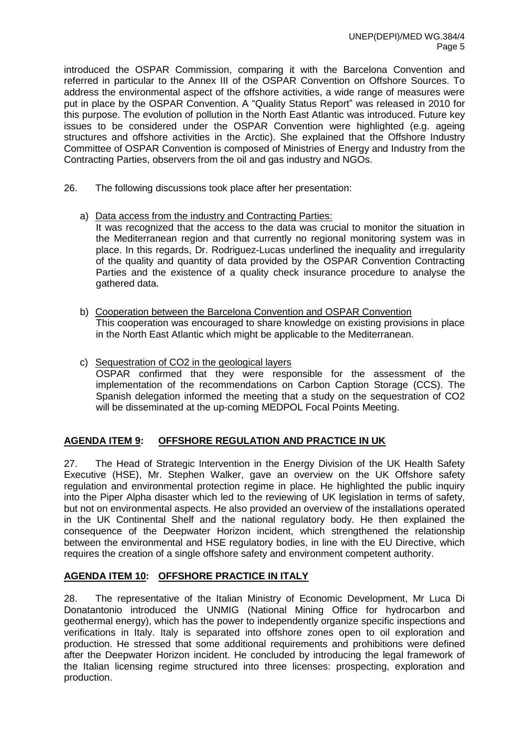introduced the OSPAR Commission, comparing it with the Barcelona Convention and referred in particular to the Annex III of the OSPAR Convention on Offshore Sources. To address the environmental aspect of the offshore activities, a wide range of measures were put in place by the OSPAR Convention. A "Quality Status Report" was released in 2010 for this purpose. The evolution of pollution in the North East Atlantic was introduced. Future key issues to be considered under the OSPAR Convention were highlighted (e.g. ageing structures and offshore activities in the Arctic). She explained that the Offshore Industry Committee of OSPAR Convention is composed of Ministries of Energy and Industry from the Contracting Parties, observers from the oil and gas industry and NGOs.

26. The following discussions took place after her presentation:

a) Data access from the industry and Contracting Parties:
It was recognized that the access to the data was crucial to monitor the situation in the Mediterranean region and that currently no regional monitoring system was in place. In this regards, Dr. Rodriguez-Lucas underlined the inequality and irregularity of the quality and quantity of data provided by the OSPAR Convention Contracting Parties and the existence of a quality check insurance procedure to analyse the gathered data.

b) Cooperation between the Barcelona Convention and OSPAR Convention
This cooperation was encouraged to share knowledge on existing provisions in place in the North East Atlantic which might be applicable to the Mediterranean.

c) Sequestration of $CO_2$ in the geological layers
OSPAR confirmed that they were responsible for the assessment of the implementation of the recommendations on Carbon Caption Storage (CCS). The Spanish delegation informed the meeting that a study on the sequestration of $CO_2$ will be disseminated at the up-coming MEDPOL Focal Points Meeting.

## AGENDA ITEM 9: OFFSHORE REGULATION AND PRACTICE IN UK

27. The Head of Strategic Intervention in the Energy Division of the UK Health Safety Executive (HSE), Mr. Stephen Walker, gave an overview on the UK Offshore safety regulation and environmental protection regime in place. He highlighted the public inquiry into the Piper Alpha disaster which led to the reviewing of UK legislation in terms of safety, but not on environmental aspects. He also provided an overview of the installations operated in the UK Continental Shelf and the national regulatory body. He then explained the consequence of the Deepwater Horizon incident, which strengthened the relationship between the environmental and HSE regulatory bodies, in line with the EU Directive, which requires the creation of a single offshore safety and environment competent authority.

## AGENDA ITEM 10: OFFSHORE PRACTICE IN ITALY

28. The representative of the Italian Ministry of Economic Development, Mr Luca Di Donatantonio introduced the UNMIG (National Mining Office for hydrocarbon and geothermal energy), which has the power to independently organize specific inspections and verifications in Italy. Italy is separated into offshore zones open to oil exploration and production. He stressed that some additional requirements and prohibitions were defined after the Deepwater Horizon incident. He concluded by introducing the legal framework of the Italian licensing regime structured into three licenses: prospecting, exploration and production.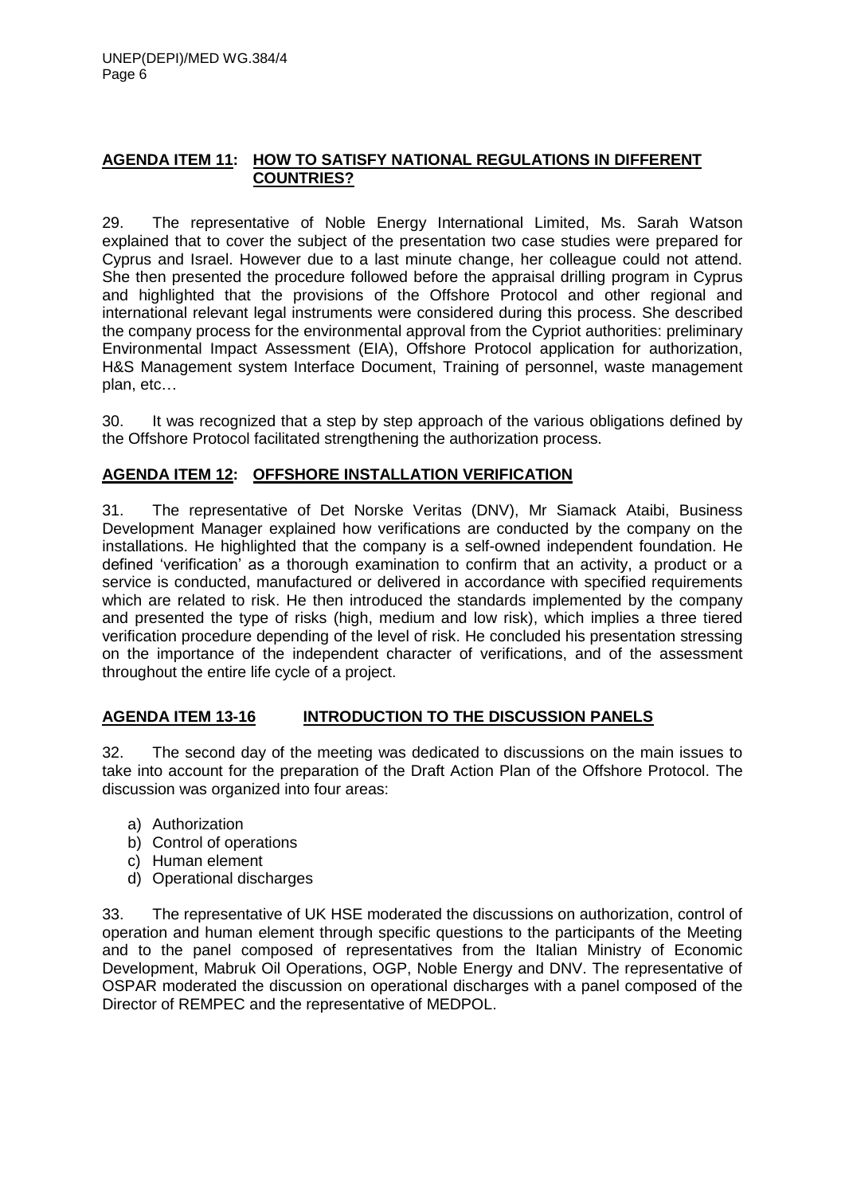## AGENDA ITEM 11: HOW TO SATISFY NATIONAL REGULATIONS IN DIFFERENT COUNTRIES?

29. The representative of Noble Energy International Limited, Ms. Sarah Watson explained that to cover the subject of the presentation two case studies were prepared for Cyprus and Israel. However due to a last minute change, her colleague could not attend. She then presented the procedure followed before the appraisal drilling program in Cyprus and highlighted that the provisions of the Offshore Protocol and other regional and international relevant legal instruments were considered during this process. She described the company process for the environmental approval from the Cypriot authorities: preliminary Environmental Impact Assessment (EIA), Offshore Protocol application for authorization, H&S Management system Interface Document, Training of personnel, waste management plan, etc…

30. It was recognized that a step by step approach of the various obligations defined by the Offshore Protocol facilitated strengthening the authorization process.

## AGENDA ITEM 12: OFFSHORE INSTALLATION VERIFICATION

31. The representative of Det Norske Veritas (DNV), Mr Siamack Ataibi, Business Development Manager explained how verifications are conducted by the company on the installations. He highlighted that the company is a self-owned independent foundation. He defined 'verification' as a thorough examination to confirm that an activity, a product or a service is conducted, manufactured or delivered in accordance with specified requirements which are related to risk. He then introduced the standards implemented by the company and presented the type of risks (high, medium and low risk), which implies a three tiered verification procedure depending of the level of risk. He concluded his presentation stressing on the importance of the independent character of verifications, and of the assessment throughout the entire life cycle of a project.

## AGENDA ITEM 13-16 INTRODUCTION TO THE DISCUSSION PANELS

32. The second day of the meeting was dedicated to discussions on the main issues to take into account for the preparation of the Draft Action Plan of the Offshore Protocol. The discussion was organized into four areas:

a) Authorization
b) Control of operations
c) Human element
d) Operational discharges

33. The representative of UK HSE moderated the discussions on authorization, control of operation and human element through specific questions to the participants of the Meeting and to the panel composed of representatives from the Italian Ministry of Economic Development, Mabruk Oil Operations, OGP, Noble Energy and DNV. The representative of OSPAR moderated the discussion on operational discharges with a panel composed of the Director of REMPEC and the representative of MEDPOL.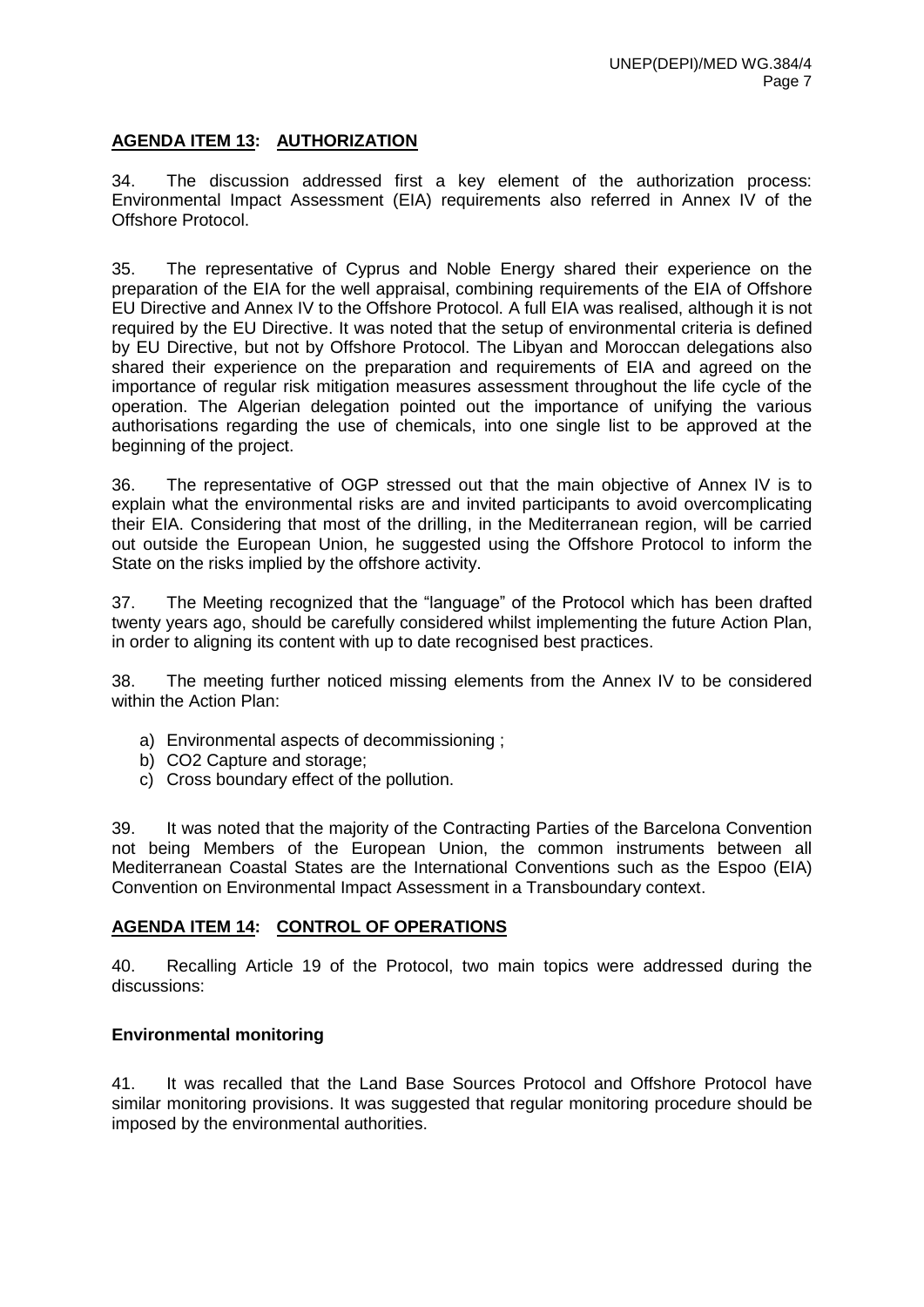## AGENDA ITEM 13: AUTHORIZATION

34. The discussion addressed first a key element of the authorization process: Environmental Impact Assessment (EIA) requirements also referred in Annex IV of the Offshore Protocol.

35. The representative of Cyprus and Noble Energy shared their experience on the preparation of the EIA for the well appraisal, combining requirements of the EIA of Offshore EU Directive and Annex IV to the Offshore Protocol. A full EIA was realised, although it is not required by the EU Directive. It was noted that the setup of environmental criteria is defined by EU Directive, but not by Offshore Protocol. The Libyan and Moroccan delegations also shared their experience on the preparation and requirements of EIA and agreed on the importance of regular risk mitigation measures assessment throughout the life cycle of the operation. The Algerian delegation pointed out the importance of unifying the various authorisations regarding the use of chemicals, into one single list to be approved at the beginning of the project.

36. The representative of OGP stressed out that the main objective of Annex IV is to explain what the environmental risks are and invited participants to avoid overcomplicating their EIA. Considering that most of the drilling, in the Mediterranean region, will be carried out outside the European Union, he suggested using the Offshore Protocol to inform the State on the risks implied by the offshore activity.

37. The Meeting recognized that the "language" of the Protocol which has been drafted twenty years ago, should be carefully considered whilst implementing the future Action Plan, in order to aligning its content with up to date recognised best practices.

38. The meeting further noticed missing elements from the Annex IV to be considered within the Action Plan:

a) Environmental aspects of decommissioning ;
b) CO2 Capture and storage;
c) Cross boundary effect of the pollution.

39. It was noted that the majority of the Contracting Parties of the Barcelona Convention not being Members of the European Union, the common instruments between all Mediterranean Coastal States are the International Conventions such as the Espoo (EIA) Convention on Environmental Impact Assessment in a Transboundary context.

## AGENDA ITEM 14: CONTROL OF OPERATIONS

40. Recalling Article 19 of the Protocol, two main topics were addressed during the discussions:

### Environmental monitoring

41. It was recalled that the Land Base Sources Protocol and Offshore Protocol have similar monitoring provisions. It was suggested that regular monitoring procedure should be imposed by the environmental authorities.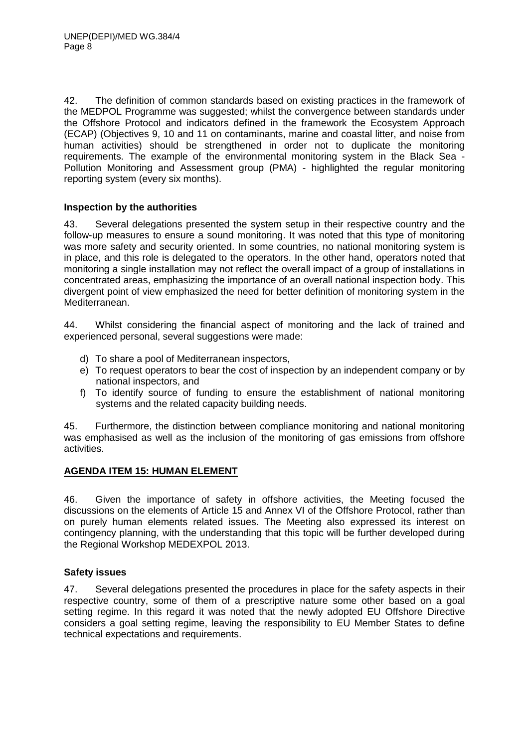42. The definition of common standards based on existing practices in the framework of the MEDPOL Programme was suggested; whilst the convergence between standards under the Offshore Protocol and indicators defined in the framework the Ecosystem Approach (ECAP) (Objectives 9, 10 and 11 on contaminants, marine and coastal litter, and noise from human activities) should be strengthened in order not to duplicate the monitoring requirements. The example of the environmental monitoring system in the Black Sea - Pollution Monitoring and Assessment group (PMA) - highlighted the regular monitoring reporting system (every six months).

**Inspection by the authorities**

43. Several delegations presented the system setup in their respective country and the follow-up measures to ensure a sound monitoring. It was noted that this type of monitoring was more safety and security oriented. In some countries, no national monitoring system is in place, and this role is delegated to the operators. In the other hand, operators noted that monitoring a single installation may not reflect the overall impact of a group of installations in concentrated areas, emphasizing the importance of an overall national inspection body. This divergent point of view emphasized the need for better definition of monitoring system in the Mediterranean.

44. Whilst considering the financial aspect of monitoring and the lack of trained and experienced personal, several suggestions were made:

d) To share a pool of Mediterranean inspectors,
e) To request operators to bear the cost of inspection by an independent company or by national inspectors, and
f) To identify source of funding to ensure the establishment of national monitoring systems and the related capacity building needs.

45. Furthermore, the distinction between compliance monitoring and national monitoring was emphasised as well as the inclusion of the monitoring of gas emissions from offshore activities.

## AGENDA ITEM 15: HUMAN ELEMENT

46. Given the importance of safety in offshore activities, the Meeting focused the discussions on the elements of Article 15 and Annex VI of the Offshore Protocol, rather than on purely human elements related issues. The Meeting also expressed its interest on contingency planning, with the understanding that this topic will be further developed during the Regional Workshop MEDEXPOL 2013.

**Safety issues**

47. Several delegations presented the procedures in place for the safety aspects in their respective country, some of them of a prescriptive nature some other based on a goal setting regime. In this regard it was noted that the newly adopted EU Offshore Directive considers a goal setting regime, leaving the responsibility to EU Member States to define technical expectations and requirements.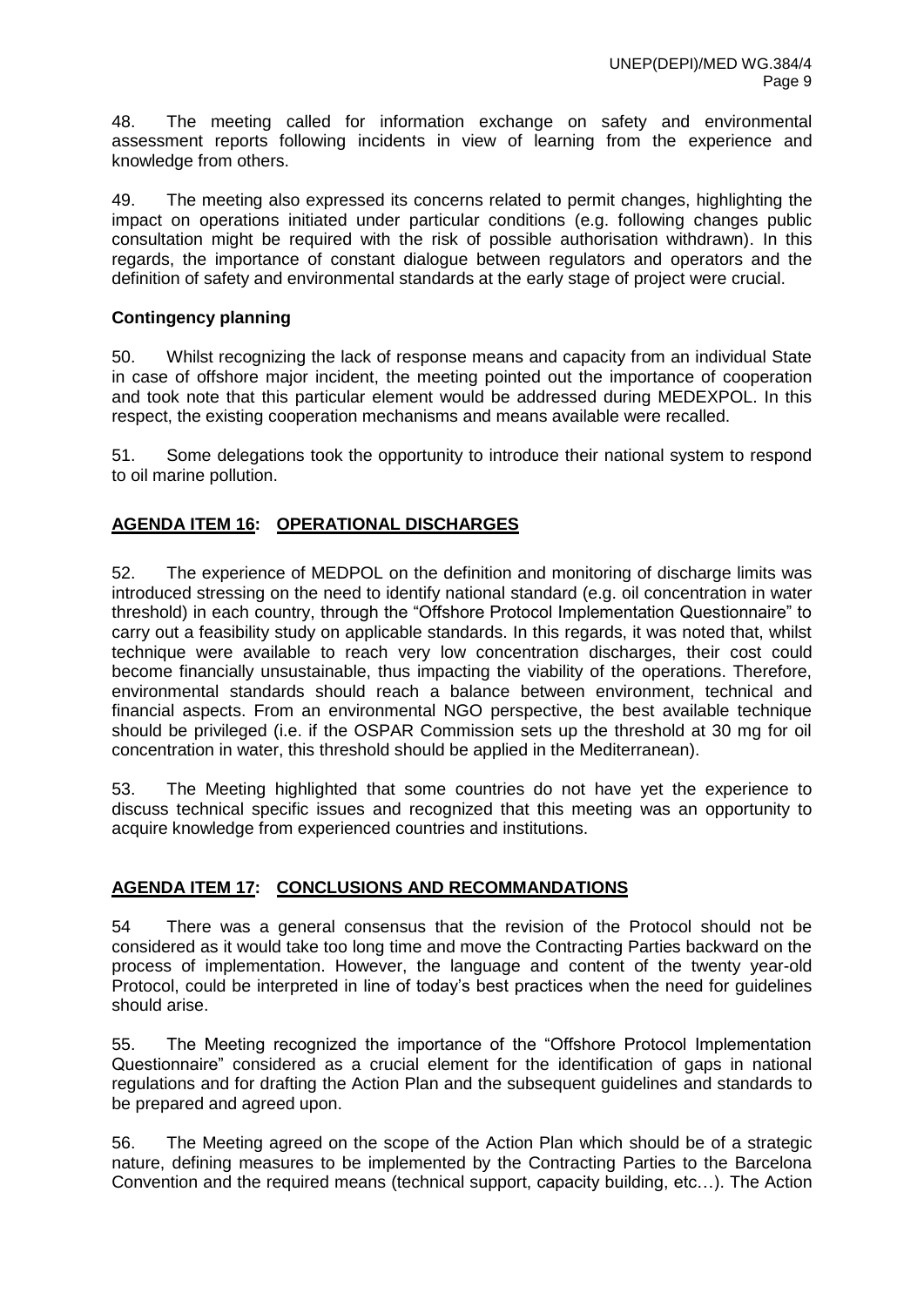48. The meeting called for information exchange on safety and environmental assessment reports following incidents in view of learning from the experience and knowledge from others.

49. The meeting also expressed its concerns related to permit changes, highlighting the impact on operations initiated under particular conditions (e.g. following changes public consultation might be required with the risk of possible authorisation withdrawn). In this regards, the importance of constant dialogue between regulators and operators and the definition of safety and environmental standards at the early stage of project were crucial.

**Contingency planning**

50. Whilst recognizing the lack of response means and capacity from an individual State in case of offshore major incident, the meeting pointed out the importance of cooperation and took note that this particular element would be addressed during MEDEXPOL. In this respect, the existing cooperation mechanisms and means available were recalled.

51. Some delegations took the opportunity to introduce their national system to respond to oil marine pollution.

## AGENDA ITEM 16: OPERATIONAL DISCHARGES

52. The experience of MEDPOL on the definition and monitoring of discharge limits was introduced stressing on the need to identify national standard (e.g. oil concentration in water threshold) in each country, through the "Offshore Protocol Implementation Questionnaire" to carry out a feasibility study on applicable standards. In this regards, it was noted that, whilst technique were available to reach very low concentration discharges, their cost could become financially unsustainable, thus impacting the viability of the operations. Therefore, environmental standards should reach a balance between environment, technical and financial aspects. From an environmental NGO perspective, the best available technique should be privileged (i.e. if the OSPAR Commission sets up the threshold at 30 mg for oil concentration in water, this threshold should be applied in the Mediterranean).

53. The Meeting highlighted that some countries do not have yet the experience to discuss technical specific issues and recognized that this meeting was an opportunity to acquire knowledge from experienced countries and institutions.

## AGENDA ITEM 17: CONCLUSIONS AND RECOMMANDATIONS

54 There was a general consensus that the revision of the Protocol should not be considered as it would take too long time and move the Contracting Parties backward on the process of implementation. However, the language and content of the twenty year-old Protocol, could be interpreted in line of today's best practices when the need for guidelines should arise.

55. The Meeting recognized the importance of the "Offshore Protocol Implementation Questionnaire" considered as a crucial element for the identification of gaps in national regulations and for drafting the Action Plan and the subsequent guidelines and standards to be prepared and agreed upon.

56. The Meeting agreed on the scope of the Action Plan which should be of a strategic nature, defining measures to be implemented by the Contracting Parties to the Barcelona Convention and the required means (technical support, capacity building, etc…). The Action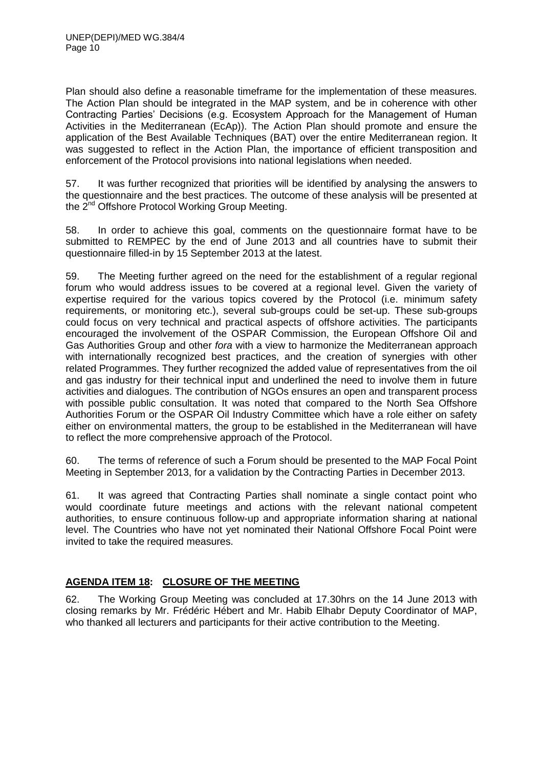Plan should also define a reasonable timeframe for the implementation of these measures. The Action Plan should be integrated in the MAP system, and be in coherence with other Contracting Parties' Decisions (e.g. Ecosystem Approach for the Management of Human Activities in the Mediterranean (EcAp)). The Action Plan should promote and ensure the application of the Best Available Techniques (BAT) over the entire Mediterranean region. It was suggested to reflect in the Action Plan, the importance of efficient transposition and enforcement of the Protocol provisions into national legislations when needed.

57. It was further recognized that priorities will be identified by analysing the answers to the questionnaire and the best practices. The outcome of these analysis will be presented at the 2nd Offshore Protocol Working Group Meeting.

58. In order to achieve this goal, comments on the questionnaire format have to be submitted to REMPEC by the end of June 2013 and all countries have to submit their questionnaire filled-in by 15 September 2013 at the latest.

59. The Meeting further agreed on the need for the establishment of a regular regional forum who would address issues to be covered at a regional level. Given the variety of expertise required for the various topics covered by the Protocol (i.e. minimum safety requirements, or monitoring etc.), several sub-groups could be set-up. These sub-groups could focus on very technical and practical aspects of offshore activities. The participants encouraged the involvement of the OSPAR Commission, the European Offshore Oil and Gas Authorities Group and other *fora* with a view to harmonize the Mediterranean approach with internationally recognized best practices, and the creation of synergies with other related Programmes. They further recognized the added value of representatives from the oil and gas industry for their technical input and underlined the need to involve them in future activities and dialogues. The contribution of NGOs ensures an open and transparent process with possible public consultation. It was noted that compared to the North Sea Offshore Authorities Forum or the OSPAR Oil Industry Committee which have a role either on safety either on environmental matters, the group to be established in the Mediterranean will have to reflect the more comprehensive approach of the Protocol.

60. The terms of reference of such a Forum should be presented to the MAP Focal Point Meeting in September 2013, for a validation by the Contracting Parties in December 2013.

61. It was agreed that Contracting Parties shall nominate a single contact point who would coordinate future meetings and actions with the relevant national competent authorities, to ensure continuous follow-up and appropriate information sharing at national level. The Countries who have not yet nominated their National Offshore Focal Point were invited to take the required measures.

## AGENDA ITEM 18: CLOSURE OF THE MEETING

62. The Working Group Meeting was concluded at 17.30hrs on the 14 June 2013 with closing remarks by Mr. Frédéric Hébert and Mr. Habib Elhabr Deputy Coordinator of MAP, who thanked all lecturers and participants for their active contribution to the Meeting.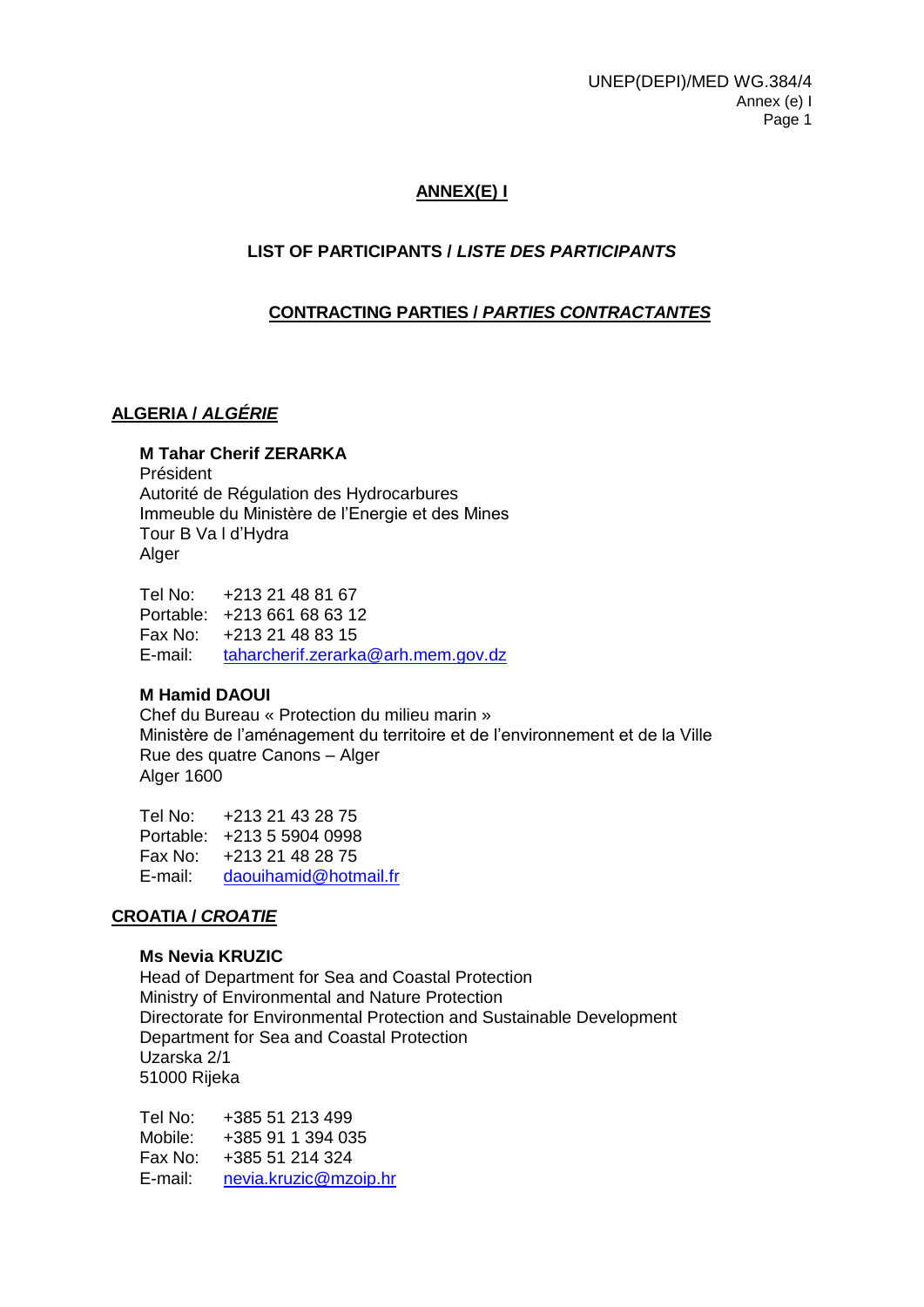# ANNEX(E) I

## LIST OF PARTICIPANTS / *LISTE DES PARTICIPANTS*

### CONTRACTING PARTIES / *PARTIES CONTRACTANTES*

#### ALGERIA / *ALGÉRIE*

**M Tahar Cherif ZERARKA**
Président
Autorité de Régulation des Hydrocarbures
Immeuble du Ministère de l'Energie et des Mines
Tour B Va l d'Hydra
Alger

Tel No: +213 21 48 81 67
Portable: +213 661 68 63 12
Fax No: +213 21 48 83 15
E-mail: taharcherif.zerarka@arh.mem.gov.dz

**M Hamid DAOUI**
Chef du Bureau « Protection du milieu marin »
Ministère de l'aménagement du territoire et de l'environnement et de la Ville
Rue des quatre Canons – Alger
Alger 1600

Tel No: +213 21 43 28 75
Portable: +213 5 5904 0998
Fax No: +213 21 48 28 75
E-mail: daouihamid@hotmail.fr

#### CROATIA / *CROATIE*

**Ms Nevia KRUZIC**
Head of Department for Sea and Coastal Protection
Ministry of Environmental and Nature Protection
Directorate for Environmental Protection and Sustainable Development
Department for Sea and Coastal Protection
Uzarska 2/1
51000 Rijeka

Tel No: +385 51 213 499
Mobile: +385 91 1 394 035
Fax No: +385 51 214 324
E-mail: nevia.kruzic@mzoip.hr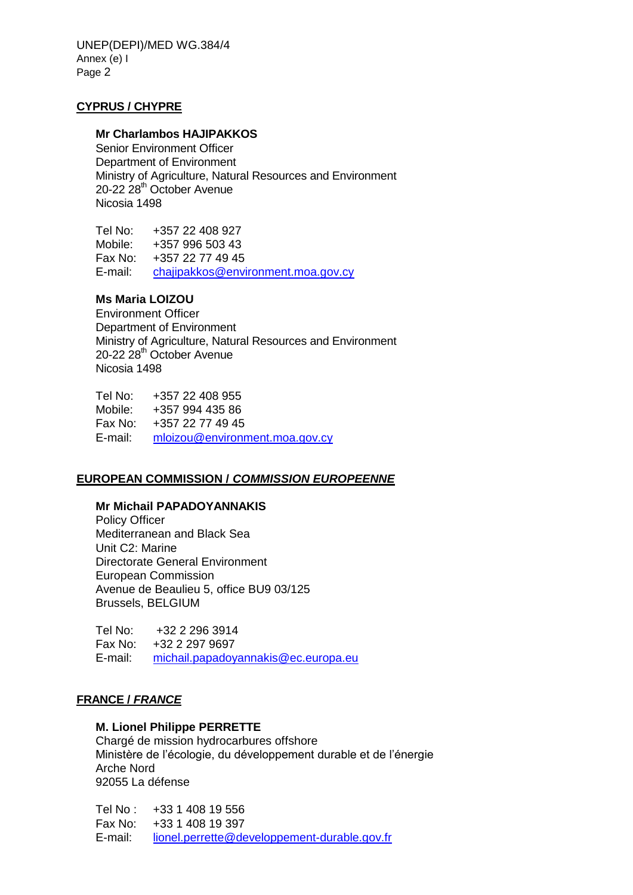**CYPRUS / CHYPRE**

**Mr Charlambos HAJIPAKKOS**
Senior Environment Officer
Department of Environment
Ministry of Agriculture, Natural Resources and Environment
20-22 28th October Avenue
Nicosia 1498

Tel No: +357 22 408 927
Mobile: +357 996 503 43
Fax No: +357 22 77 49 45
E-mail: chajipakkos@environment.moa.gov.cy

**Ms Maria LOIZOU**
Environment Officer
Department of Environment
Ministry of Agriculture, Natural Resources and Environment
20-22 28th October Avenue
Nicosia 1498

Tel No: +357 22 408 955
Mobile: +357 994 435 86
Fax No: +357 22 77 49 45
E-mail: mloizou@environment.moa.gov.cy

**EUROPEAN COMMISSION / *COMMISSION EUROPEENNE***

**Mr Michail PAPADOYANNAKIS**
Policy Officer
Mediterranean and Black Sea
Unit C2: Marine
Directorate General Environment
European Commission
Avenue de Beaulieu 5, office BU9 03/125
Brussels, BELGIUM

Tel No: +32 2 296 3914
Fax No: +32 2 297 9697
E-mail: michail.papadoyannakis@ec.europa.eu

**FRANCE / *FRANCE***

**M. Lionel Philippe PERRETTE**
Chargé de mission hydrocarbures offshore
Ministère de l'écologie, du développement durable et de l'énergie
Arche Nord
92055 La défense

Tel No : +33 1 408 19 556
Fax No: +33 1 408 19 397
E-mail: lionel.perrette@developpement-durable.gov.fr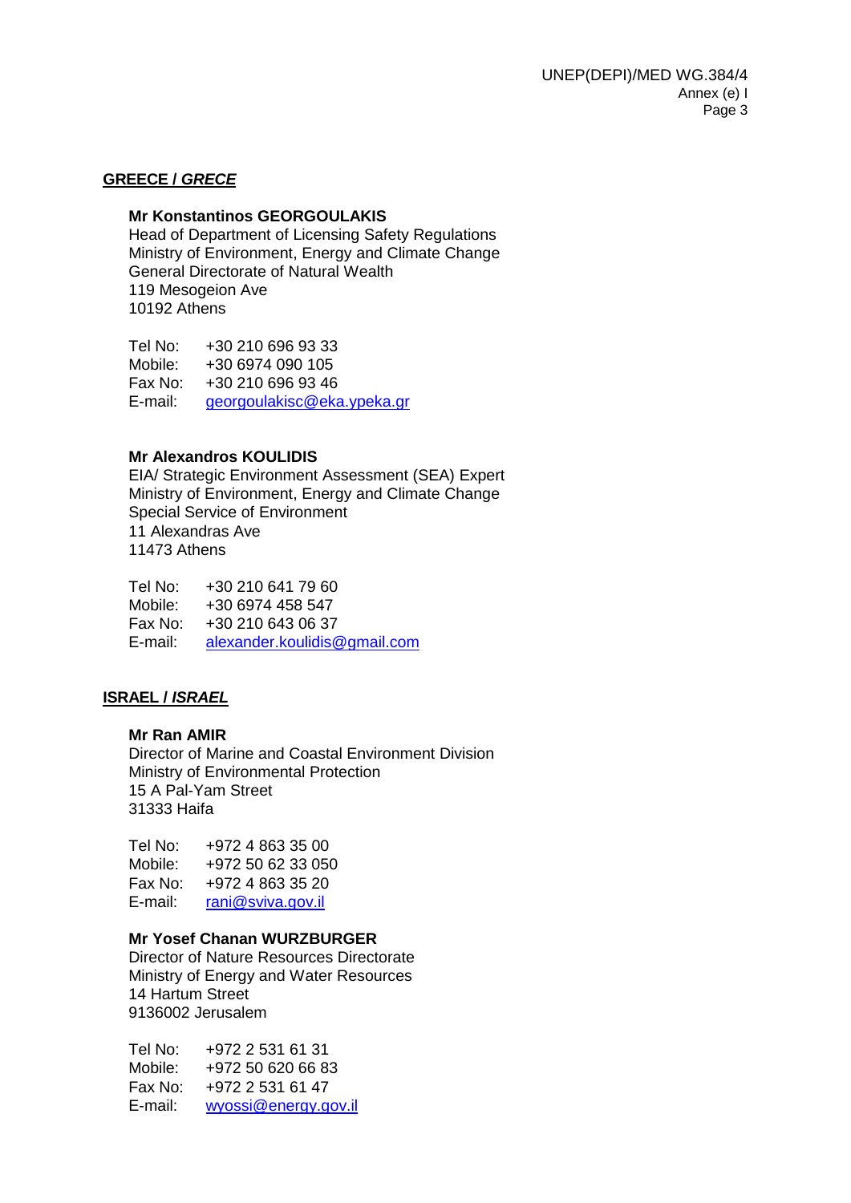**GREECE / *GRECE***

**Mr Konstantinos GEORGOULAKIS**
Head of Department of Licensing Safety Regulations
Ministry of Environment, Energy and Climate Change
General Directorate of Natural Wealth
119 Mesogeion Ave
10192 Athens

Tel No: +30 210 696 93 33
Mobile: +30 6974 090 105
Fax No: +30 210 696 93 46
E-mail: georgoulakisc@eka.ypeka.gr

**Mr Alexandros KOULIDIS**
EIA/ Strategic Environment Assessment (SEA) Expert
Ministry of Environment, Energy and Climate Change
Special Service of Environment
11 Alexandras Ave
11473 Athens

Tel No: +30 210 641 79 60
Mobile: +30 6974 458 547
Fax No: +30 210 643 06 37
E-mail: alexander.koulidis@gmail.com

**ISRAEL / *ISRAEL***

**Mr Ran AMIR**
Director of Marine and Coastal Environment Division
Ministry of Environmental Protection
15 A Pal-Yam Street
31333 Haifa

Tel No: +972 4 863 35 00
Mobile: +972 50 62 33 050
Fax No: +972 4 863 35 20
E-mail: rani@sviva.gov.il

**Mr Yosef Chanan WURZBURGER**
Director of Nature Resources Directorate
Ministry of Energy and Water Resources
14 Hartum Street
9136002 Jerusalem

Tel No: +972 2 531 61 31
Mobile: +972 50 620 66 83
Fax No: +972 2 531 61 47
E-mail: wyossi@energy.gov.il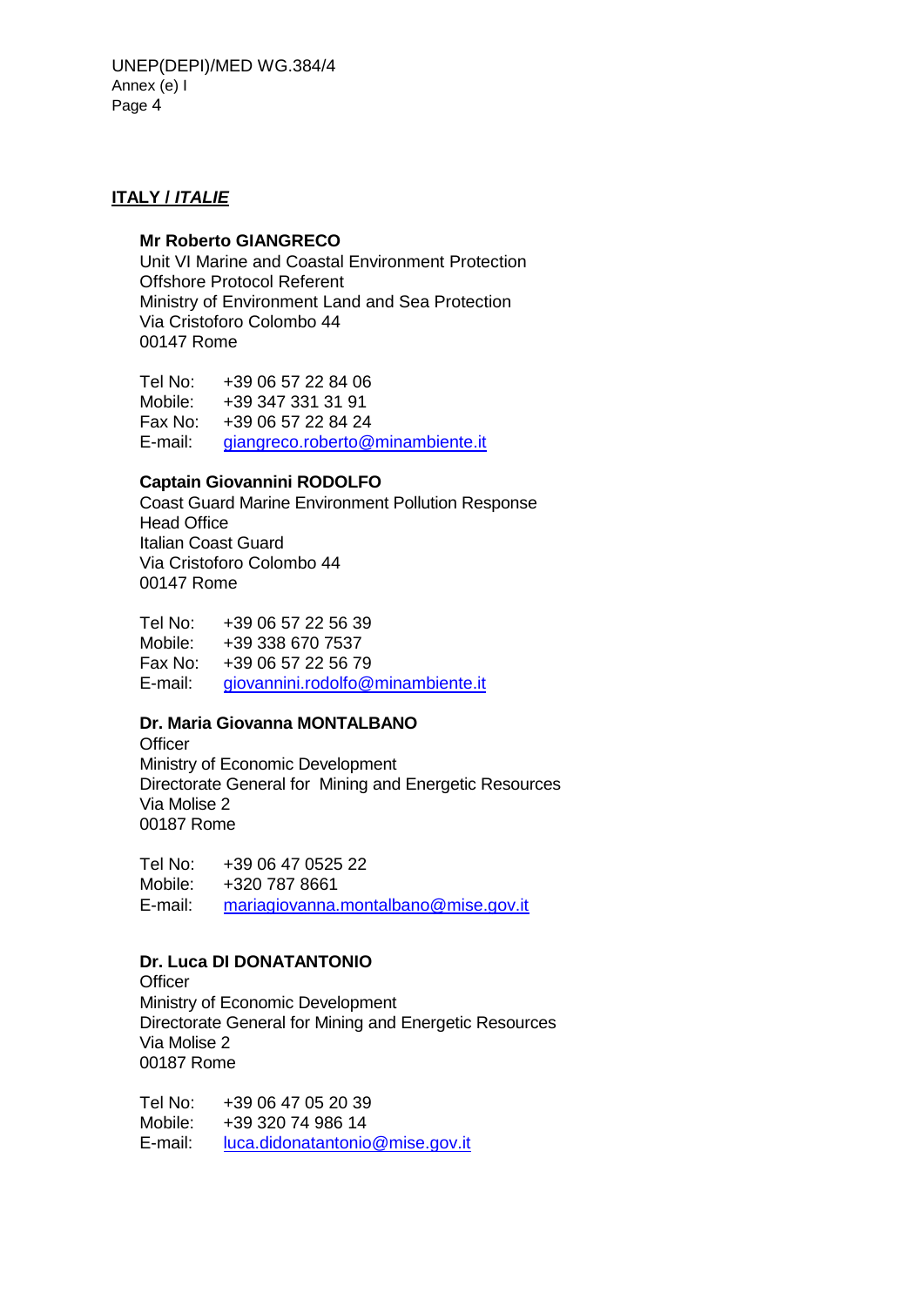**ITALY / *ITALIE***

**Mr Roberto GIANGRECO**
Unit VI Marine and Coastal Environment Protection
Offshore Protocol Referent
Ministry of Environment Land and Sea Protection
Via Cristoforo Colombo 44
00147 Rome

Tel No: +39 06 57 22 84 06
Mobile: +39 347 331 31 91
Fax No: +39 06 57 22 84 24
E-mail: giangreco.roberto@minambiente.it

**Captain Giovannini RODOLFO**
Coast Guard Marine Environment Pollution Response
Head Office
Italian Coast Guard
Via Cristoforo Colombo 44
00147 Rome

Tel No: +39 06 57 22 56 39
Mobile: +39 338 670 7537
Fax No: +39 06 57 22 56 79
E-mail: giovannini.rodolfo@minambiente.it

**Dr. Maria Giovanna MONTALBANO**
Officer
Ministry of Economic Development
Directorate General for Mining and Energetic Resources
Via Molise 2
00187 Rome

Tel No: +39 06 47 0525 22
Mobile: +320 787 8661
E-mail: mariagiovanna.montalbano@mise.gov.it

**Dr. Luca DI DONATANTONIO**
Officer
Ministry of Economic Development
Directorate General for Mining and Energetic Resources
Via Molise 2
00187 Rome

Tel No: +39 06 47 05 20 39
Mobile: +39 320 74 986 14
E-mail: luca.didonatantonio@mise.gov.it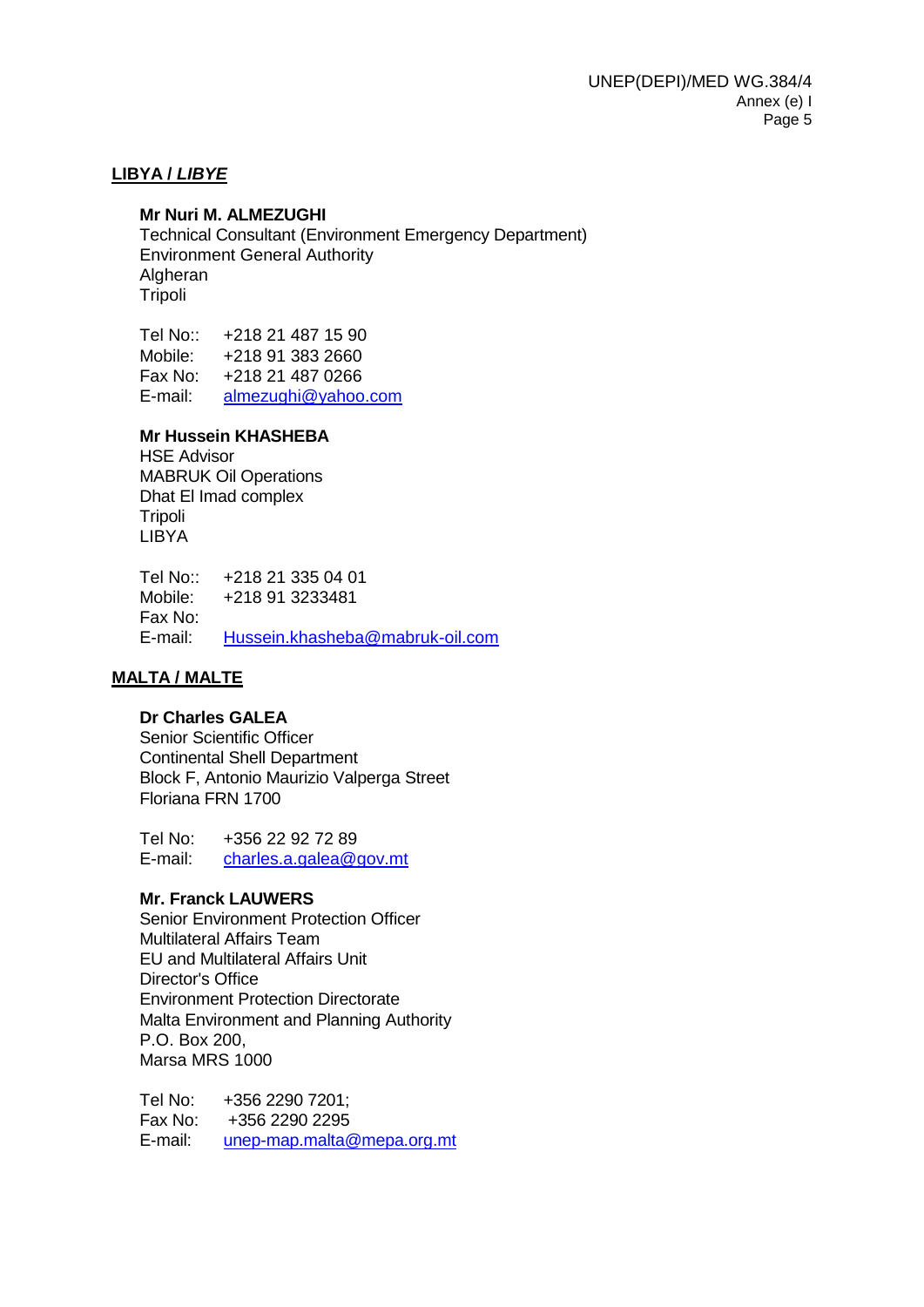## LIBYA / *LIBYE*

**Mr Nuri M. ALMEZUGHI**
Technical Consultant (Environment Emergency Department)
Environment General Authority
Algheran
Tripoli

Tel No:: +218 21 487 15 90
Mobile: +218 91 383 2660
Fax No: +218 21 487 0266
E-mail: almezughi@yahoo.com

**Mr Hussein KHASHEBA**
HSE Advisor
MABRUK Oil Operations
Dhat El Imad complex
Tripoli
LIBYA

Tel No:: +218 21 335 04 01
Mobile: +218 91 3233481
Fax No:
E-mail: Hussein.khasheba@mabruk-oil.com

## MALTA / MALTE

**Dr Charles GALEA**
Senior Scientific Officer
Continental Shell Department
Block F, Antonio Maurizio Valperga Street
Floriana FRN 1700

Tel No: +356 22 92 72 89
E-mail: charles.a.galea@gov.mt

**Mr. Franck LAUWERS**
Senior Environment Protection Officer
Multilateral Affairs Team
EU and Multilateral Affairs Unit
Director's Office
Environment Protection Directorate
Malta Environment and Planning Authority
P.O. Box 200,
Marsa MRS 1000

Tel No: +356 2290 7201;
Fax No: +356 2290 2295
E-mail: unep-map.malta@mepa.org.mt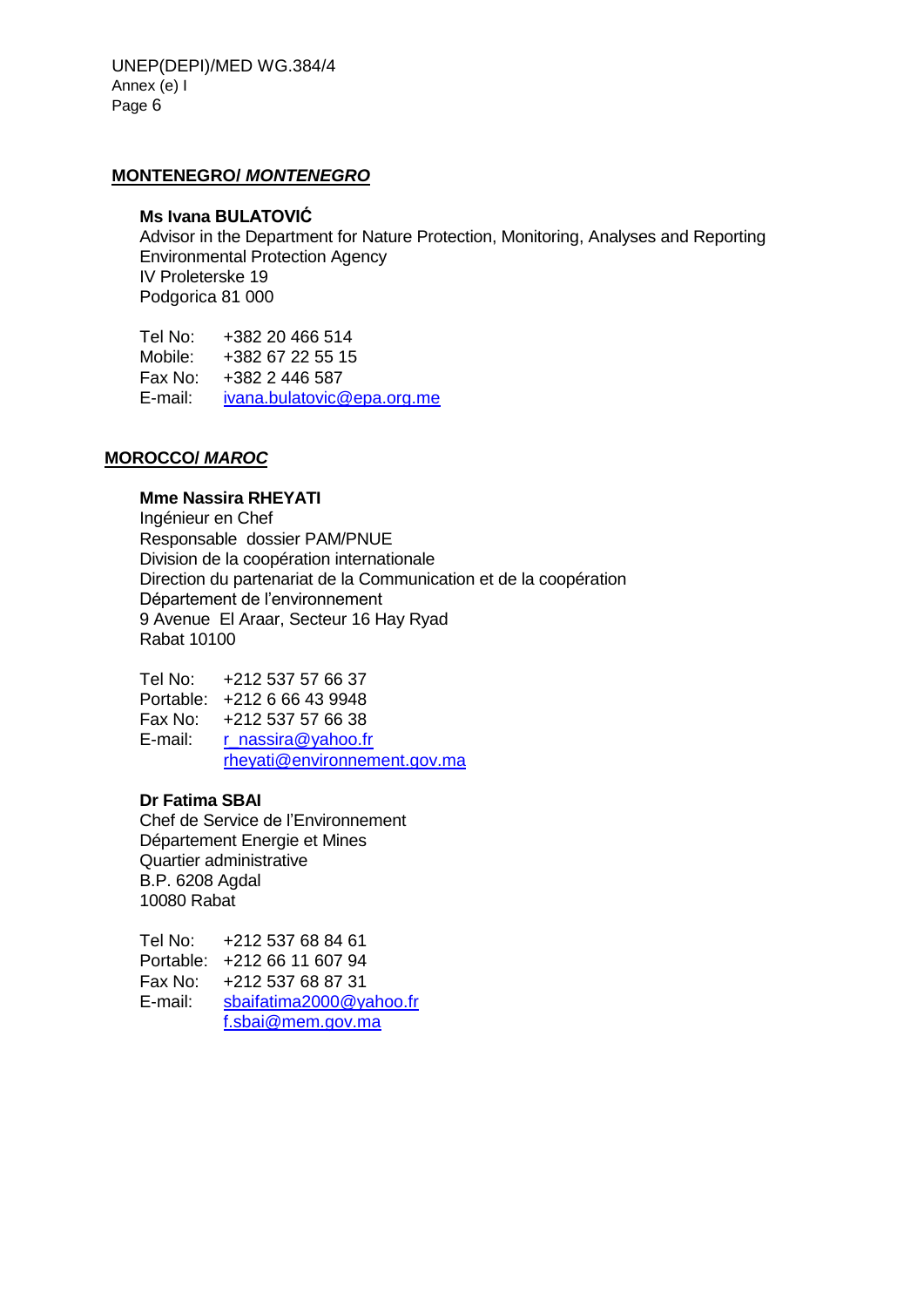## MONTENEGRO/ *MONTENEGRO*

**Ms Ivana BULATOVIĆ**
Advisor in the Department for Nature Protection, Monitoring, Analyses and Reporting
Environmental Protection Agency
IV Proleterske 19
Podgorica 81 000

Tel No: +382 20 466 514
Mobile: +382 67 22 55 15
Fax No: +382 2 446 587
E-mail: ivana.bulatovic@epa.org.me

## MOROCCO/ *MAROC*

**Mme Nassira RHEYATI**
Ingénieur en Chef
Responsable dossier PAM/PNUE
Division de la coopération internationale
Direction du partenariat de la Communication et de la coopération
Département de l'environnement
9 Avenue El Araar, Secteur 16 Hay Ryad
Rabat 10100

Tel No: +212 537 57 66 37
Portable: +212 6 66 43 9948
Fax No: +212 537 57 66 38
E-mail: r_nassira@yahoo.fr
rheyati@environnement.gov.ma

**Dr Fatima SBAI**
Chef de Service de l'Environnement
Département Energie et Mines
Quartier administrative
B.P. 6208 Agdal
10080 Rabat

Tel No: +212 537 68 84 61
Portable: +212 66 11 607 94
Fax No: +212 537 68 87 31
E-mail: sbaifatima2000@yahoo.fr
f.sbai@mem.gov.ma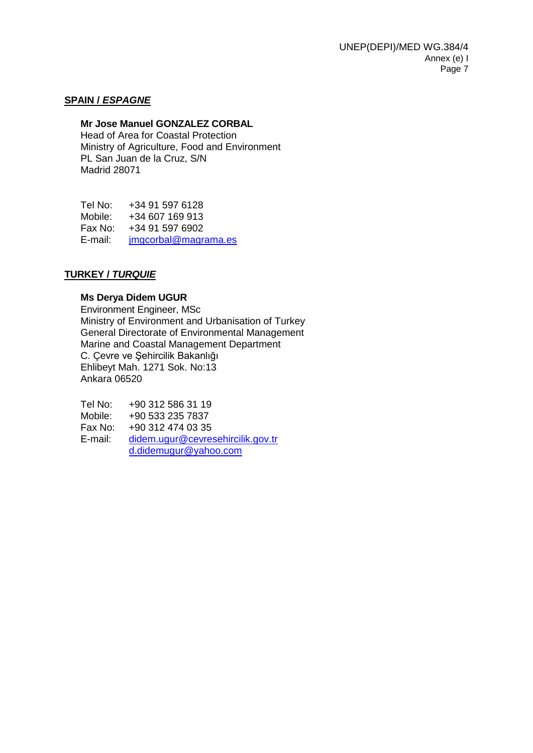**SPAIN / *ESPAGNE***

**Mr Jose Manuel GONZALEZ CORBAL**
Head of Area for Coastal Protection
Ministry of Agriculture, Food and Environment
PL San Juan de la Cruz, S/N
Madrid 28071

Tel No: +34 91 597 6128
Mobile: +34 607 169 913
Fax No: +34 91 597 6902
E-mail: jmgcorbal@magrama.es

**TURKEY / *TURQUIE***

**Ms Derya Didem UGUR**
Environment Engineer, MSc
Ministry of Environment and Urbanisation of Turkey
General Directorate of Environmental Management
Marine and Coastal Management Department
C. Çevre ve Şehircilik Bakanlığı
Ehlibeyt Mah. 1271 Sok. No:13
Ankara 06520

Tel No: +90 312 586 31 19
Mobile: +90 533 235 7837
Fax No: +90 312 474 03 35
E-mail: didem.ugur@cevresehircilik.gov.tr
d.didemugur@yahoo.com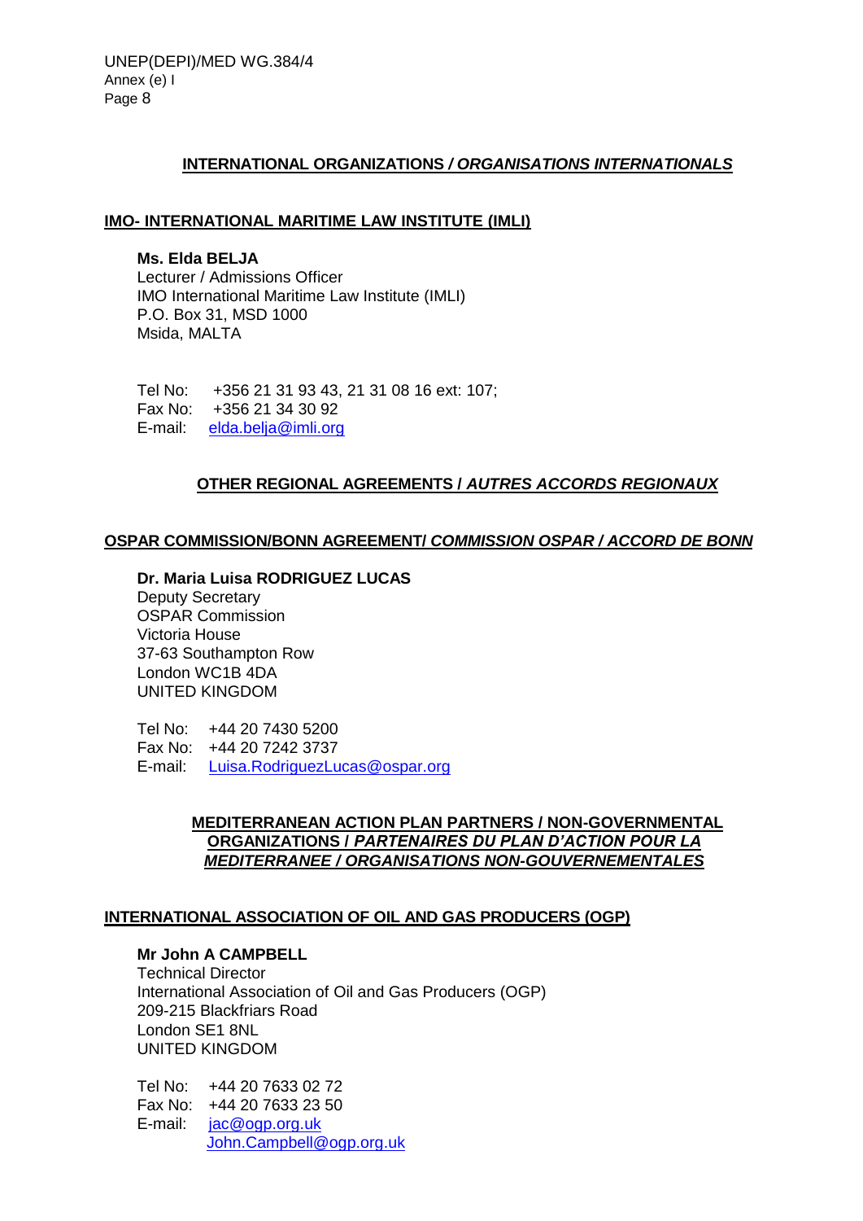## **INTERNATIONAL ORGANIZATIONS / *ORGANISATIONS INTERNATIONALS***

### **IMO- INTERNATIONAL MARITIME LAW INSTITUTE (IMLI)**

**Ms. Elda BELJA**
Lecturer / Admissions Officer
IMO International Maritime Law Institute (IMLI)
P.O. Box 31, MSD 1000
Msida, MALTA

Tel No: +356 21 31 93 43, 21 31 08 16 ext: 107;
Fax No: +356 21 34 30 92
E-mail: elda.belja@imli.org

## **OTHER REGIONAL AGREEMENTS / *AUTRES ACCORDS REGIONAUX***

### **OSPAR COMMISSION/BONN AGREEMENT/ *COMMISSION OSPAR / ACCORD DE BONN***

**Dr. Maria Luisa RODRIGUEZ LUCAS**
Deputy Secretary
OSPAR Commission
Victoria House
37-63 Southampton Row
London WC1B 4DA
UNITED KINGDOM

Tel No: +44 20 7430 5200
Fax No: +44 20 7242 3737
E-mail: Luisa.RodriguezLucas@ospar.org

## **MEDITERRANEAN ACTION PLAN PARTNERS / NON-GOVERNMENTAL ORGANIZATIONS / *PARTENAIRES DU PLAN D'ACTION POUR LA MEDITERRANEE / ORGANISATIONS NON-GOUVERNEMENTALES***

### **INTERNATIONAL ASSOCIATION OF OIL AND GAS PRODUCERS (OGP)**

**Mr John A CAMPBELL**
Technical Director
International Association of Oil and Gas Producers (OGP)
209-215 Blackfriars Road
London SE1 8NL
UNITED KINGDOM

Tel No: +44 20 7633 02 72
Fax No: +44 20 7633 23 50
E-mail: jac@ogp.org.uk
John.Campbell@ogp.org.uk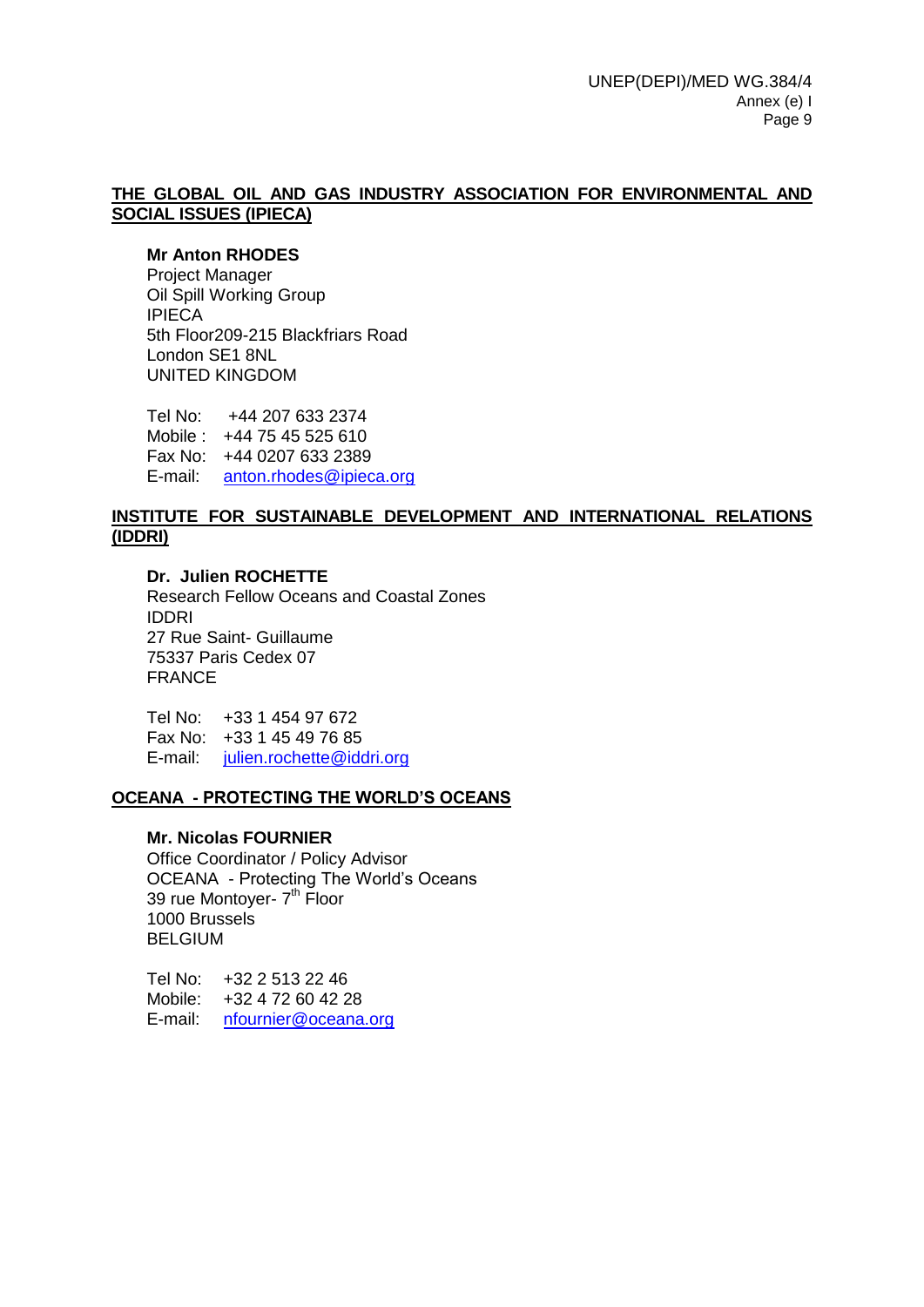**THE GLOBAL OIL AND GAS INDUSTRY ASSOCIATION FOR ENVIRONMENTAL AND SOCIAL ISSUES (IPIECA)**

**Mr Anton RHODES**
Project Manager
Oil Spill Working Group
IPIECA
5th Floor209-215 Blackfriars Road
London SE1 8NL
UNITED KINGDOM

Tel No: +44 207 633 2374
Mobile : +44 75 45 525 610
Fax No: +44 0207 633 2389
E-mail: anton.rhodes@ipieca.org

**INSTITUTE FOR SUSTAINABLE DEVELOPMENT AND INTERNATIONAL RELATIONS (IDDRI)**

**Dr. Julien ROCHETTE**
Research Fellow Oceans and Coastal Zones
IDDRI
27 Rue Saint- Guillaume
75337 Paris Cedex 07
FRANCE

Tel No: +33 1 454 97 672
Fax No: +33 1 45 49 76 85
E-mail: julien.rochette@iddri.org

**OCEANA - PROTECTING THE WORLD'S OCEANS**

**Mr. Nicolas FOURNIER**
Office Coordinator / Policy Advisor
OCEANA - Protecting The World's Oceans
39 rue Montoyer- 7th Floor
1000 Brussels
BELGIUM

Tel No: +32 2 513 22 46
Mobile: +32 4 72 60 42 28
E-mail: nfournier@oceana.org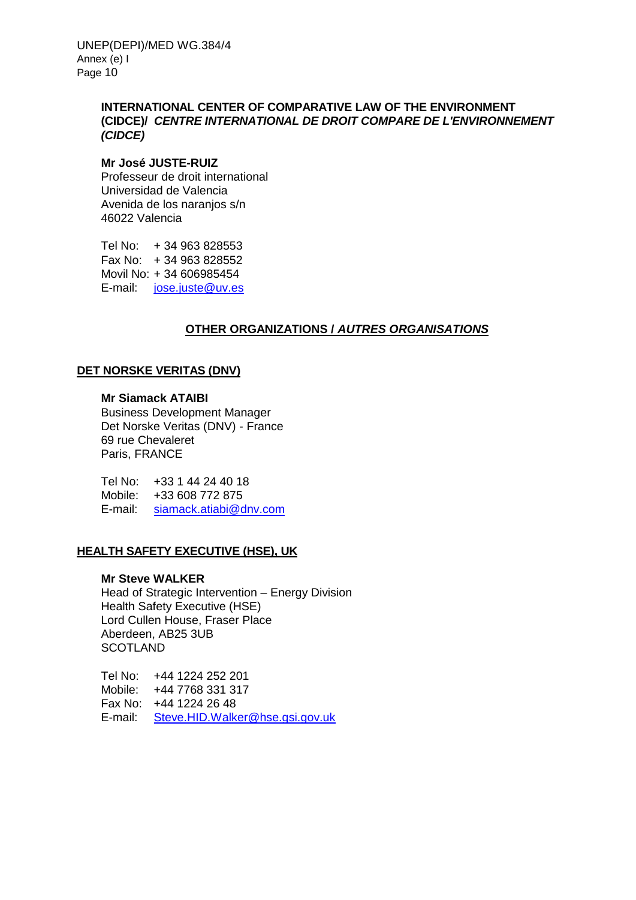**INTERNATIONAL CENTER OF COMPARATIVE LAW OF THE ENVIRONMENT (CIDCE)/** ***CENTRE INTERNATIONAL DE DROIT COMPARE DE L'ENVIRONNEMENT (CIDCE)***

**Mr José JUSTE-RUIZ**
Professeur de droit international
Universidad de Valencia
Avenida de los naranjos s/n
46022 Valencia

Tel No: + 34 963 828553
Fax No: + 34 963 828552
Movil No: + 34 606985454
E-mail: jose.juste@uv.es

## OTHER ORGANIZATIONS / *AUTRES ORGANISATIONS*

### DET NORSKE VERITAS (DNV)

**Mr Siamack ATAIBI**
Business Development Manager
Det Norske Veritas (DNV) - France
69 rue Chevaleret
Paris, FRANCE

Tel No: +33 1 44 24 40 18
Mobile: +33 608 772 875
E-mail: siamack.atiabi@dnv.com

### HEALTH SAFETY EXECUTIVE (HSE), UK

**Mr Steve WALKER**
Head of Strategic Intervention – Energy Division
Health Safety Executive (HSE)
Lord Cullen House, Fraser Place
Aberdeen, AB25 3UB
SCOTLAND

Tel No: +44 1224 252 201
Mobile: +44 7768 331 317
Fax No: +44 1224 26 48
E-mail: Steve.HID.Walker@hse.gsi.gov.uk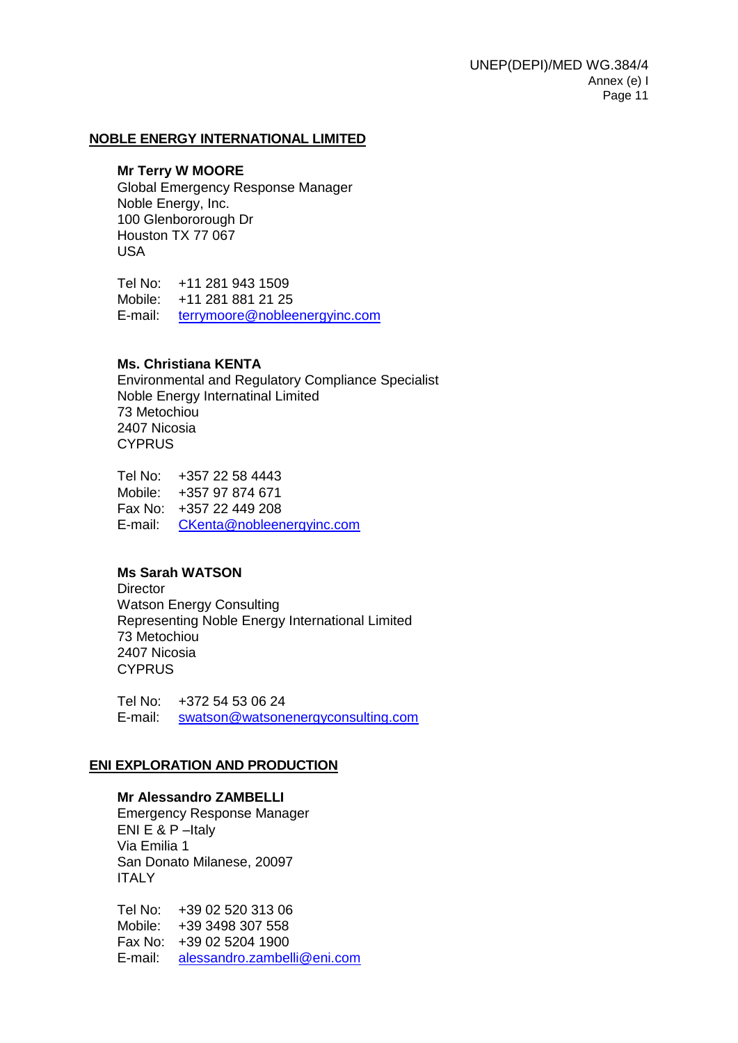## NOBLE ENERGY INTERNATIONAL LIMITED

**Mr Terry W MOORE**
Global Emergency Response Manager
Noble Energy, Inc.
100 Glenbororough Dr
Houston TX 77 067
USA

Tel No: +11 281 943 1509
Mobile: +11 281 881 21 25
E-mail: terrymoore@nobleenergyinc.com

**Ms. Christiana KENTA**
Environmental and Regulatory Compliance Specialist
Noble Energy Internatinal Limited
73 Metochiou
2407 Nicosia
CYPRUS

Tel No: +357 22 58 4443
Mobile: +357 97 874 671
Fax No: +357 22 449 208
E-mail: CKenta@nobleenergyinc.com

**Ms Sarah WATSON**
Director
Watson Energy Consulting
Representing Noble Energy International Limited
73 Metochiou
2407 Nicosia
CYPRUS

Tel No: +372 54 53 06 24
E-mail: swatson@watsonenergyconsulting.com

## ENI EXPLORATION AND PRODUCTION

**Mr Alessandro ZAMBELLI**
Emergency Response Manager
ENI E & P –Italy
Via Emilia 1
San Donato Milanese, 20097
ITALY

Tel No: +39 02 520 313 06
Mobile: +39 3498 307 558
Fax No: +39 02 5204 1900
E-mail: alessandro.zambelli@eni.com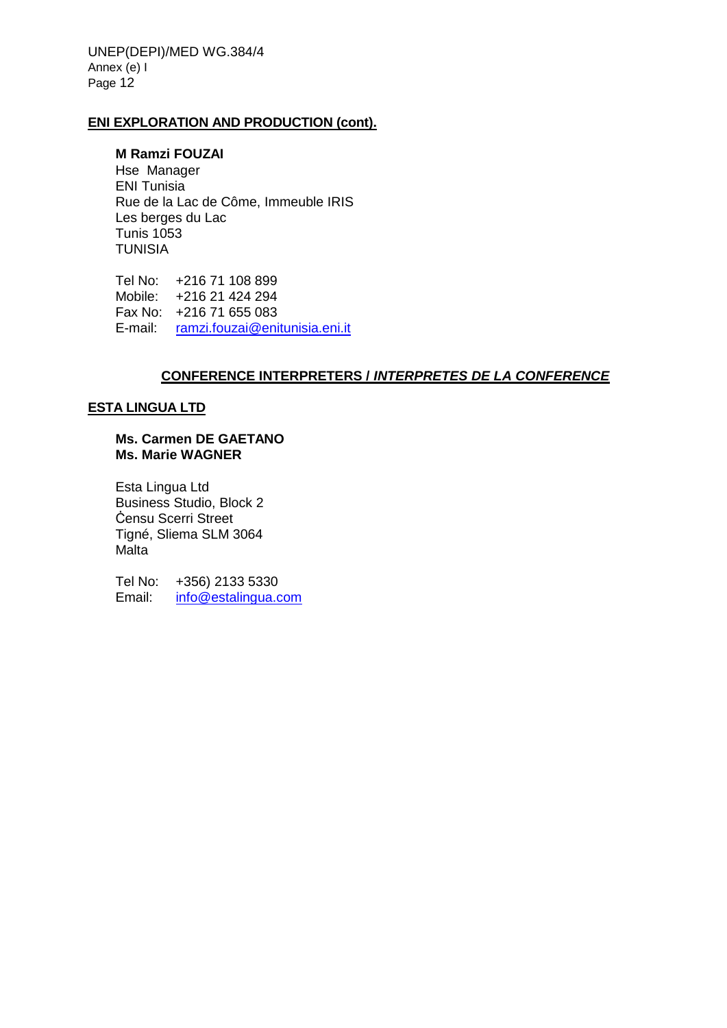**ENI EXPLORATION AND PRODUCTION (cont).**

**M Ramzi FOUZAI**
Hse Manager
ENI Tunisia
Rue de la Lac de Côme, Immeuble IRIS
Les berges du Lac
Tunis 1053
TUNISIA

Tel No: +216 71 108 899
Mobile: +216 21 424 294
Fax No: +216 71 655 083
E-mail: ramzi.fouzai@enitunisia.eni.it

## CONFERENCE INTERPRETERS / *INTERPRETES DE LA CONFERENCE*

**ESTA LINGUA LTD**

**Ms. Carmen DE GAETANO**
**Ms. Marie WAGNER**

Esta Lingua Ltd
Business Studio, Block 2
Ċensu Scerri Street
Tigné, Sliema SLM 3064
Malta

Tel No: +356) 2133 5330
Email: info@estalingua.com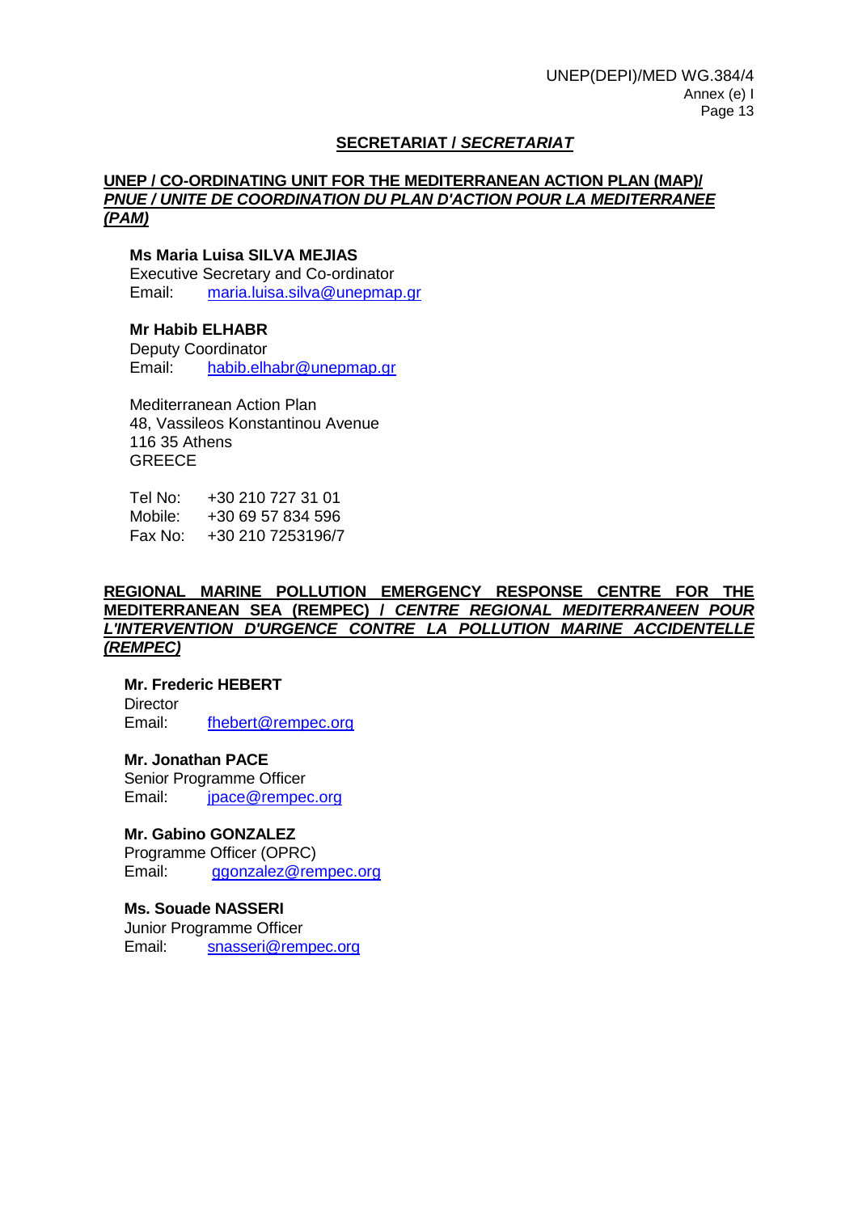## SECRETARIAT / *SECRETARIAT*

### UNEP / CO-ORDINATING UNIT FOR THE MEDITERRANEAN ACTION PLAN (MAP)/ *PNUE / UNITE DE COORDINATION DU PLAN D'ACTION POUR LA MEDITERRANEE (PAM)*

**Ms Maria Luisa SILVA MEJIAS**
Executive Secretary and Co-ordinator
Email: maria.luisa.silva@unepmap.gr

**Mr Habib ELHABR**
Deputy Coordinator
Email: habib.elhabr@unepmap.gr

Mediterranean Action Plan
48, Vassileos Konstantinou Avenue
116 35 Athens
GREECE

Tel No: +30 210 727 31 01
Mobile: +30 69 57 834 596
Fax No: +30 210 7253196/7

### REGIONAL MARINE POLLUTION EMERGENCY RESPONSE CENTRE FOR THE MEDITERRANEAN SEA (REMPEC) / *CENTRE REGIONAL MEDITERRANEEN POUR L'INTERVENTION D'URGENCE CONTRE LA POLLUTION MARINE ACCIDENTELLE (REMPEC)*

**Mr. Frederic HEBERT**
Director
Email: fhebert@rempec.org

**Mr. Jonathan PACE**
Senior Programme Officer
Email: jpace@rempec.org

**Mr. Gabino GONZALEZ**
Programme Officer (OPRC)
Email: ggonzalez@rempec.org

**Ms. Souade NASSERI**
Junior Programme Officer
Email: snasseri@rempec.org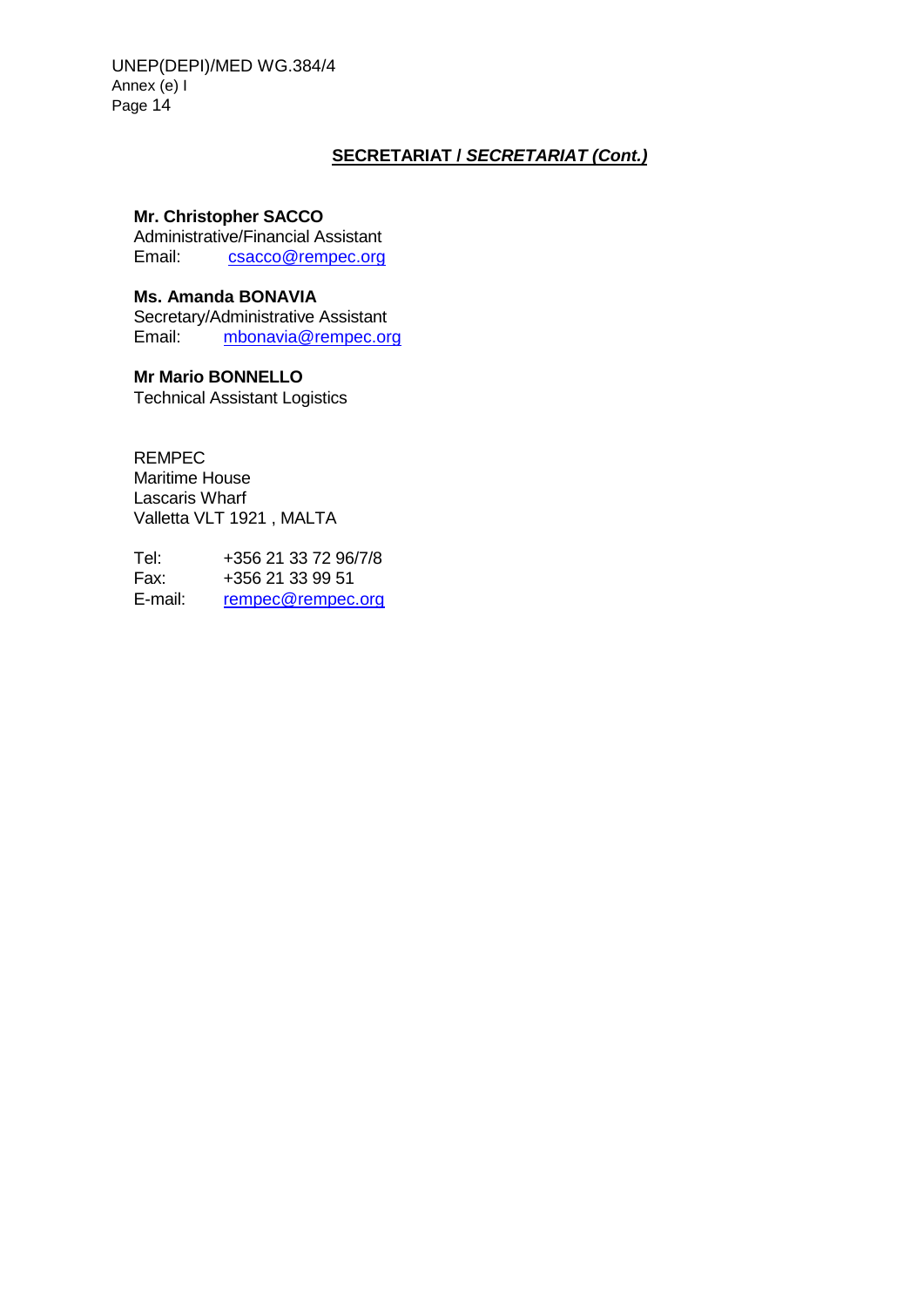## SECRETARIAT / *SECRETARIAT (Cont.)*

**Mr. Christopher SACCO**
Administrative/Financial Assistant
Email: csacco@rempec.org

**Ms. Amanda BONAVIA**
Secretary/Administrative Assistant
Email: mbonavia@rempec.org

**Mr Mario BONNELLO**
Technical Assistant Logistics

REMPEC
Maritime House
Lascaris Wharf
Valletta VLT 1921 , MALTA

Tel: +356 21 33 72 96/7/8
Fax: +356 21 33 99 51
E-mail: rempec@rempec.org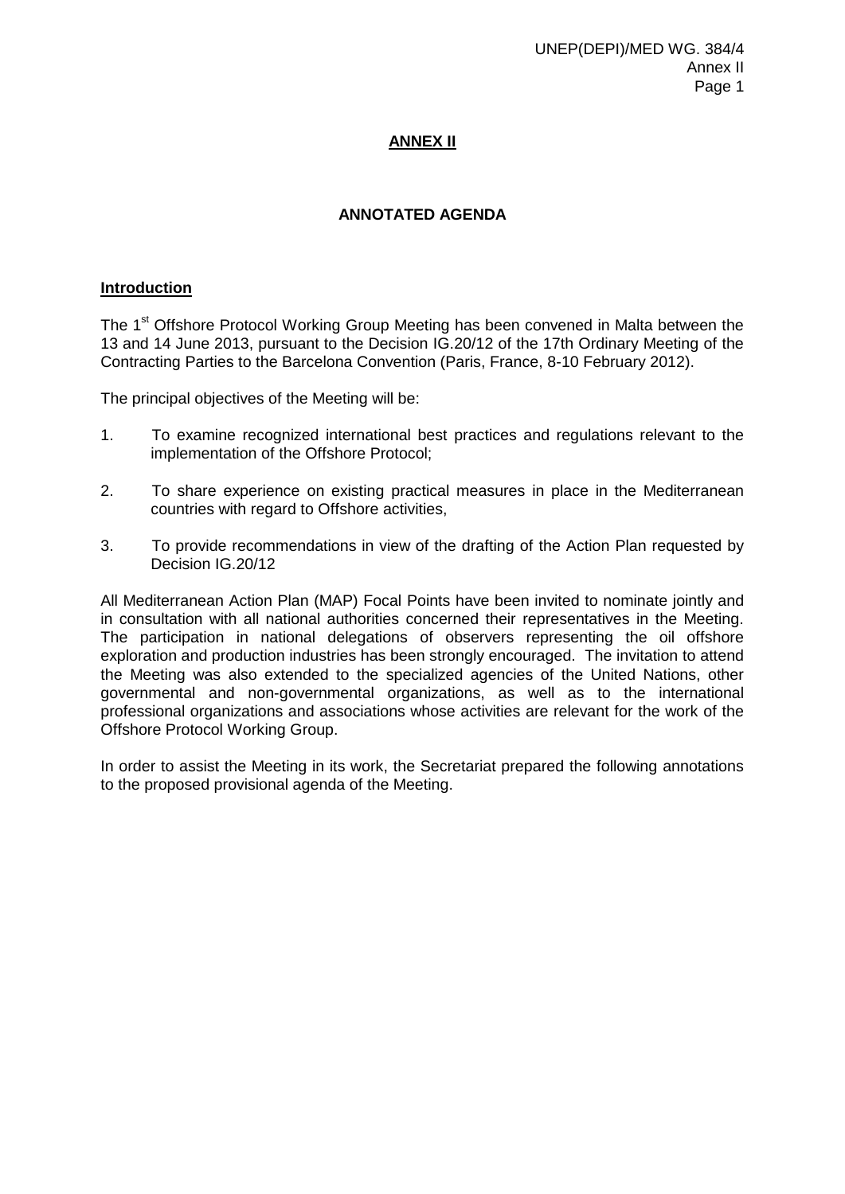## ANNEX II

### ANNOTATED AGENDA

**Introduction**

The 1st Offshore Protocol Working Group Meeting has been convened in Malta between the 13 and 14 June 2013, pursuant to the Decision IG.20/12 of the 17th Ordinary Meeting of the Contracting Parties to the Barcelona Convention (Paris, France, 8-10 February 2012).

The principal objectives of the Meeting will be:

1. To examine recognized international best practices and regulations relevant to the implementation of the Offshore Protocol;

2. To share experience on existing practical measures in place in the Mediterranean countries with regard to Offshore activities,

3. To provide recommendations in view of the drafting of the Action Plan requested by Decision IG.20/12

All Mediterranean Action Plan (MAP) Focal Points have been invited to nominate jointly and in consultation with all national authorities concerned their representatives in the Meeting. The participation in national delegations of observers representing the oil offshore exploration and production industries has been strongly encouraged. The invitation to attend the Meeting was also extended to the specialized agencies of the United Nations, other governmental and non-governmental organizations, as well as to the international professional organizations and associations whose activities are relevant for the work of the Offshore Protocol Working Group.

In order to assist the Meeting in its work, the Secretariat prepared the following annotations to the proposed provisional agenda of the Meeting.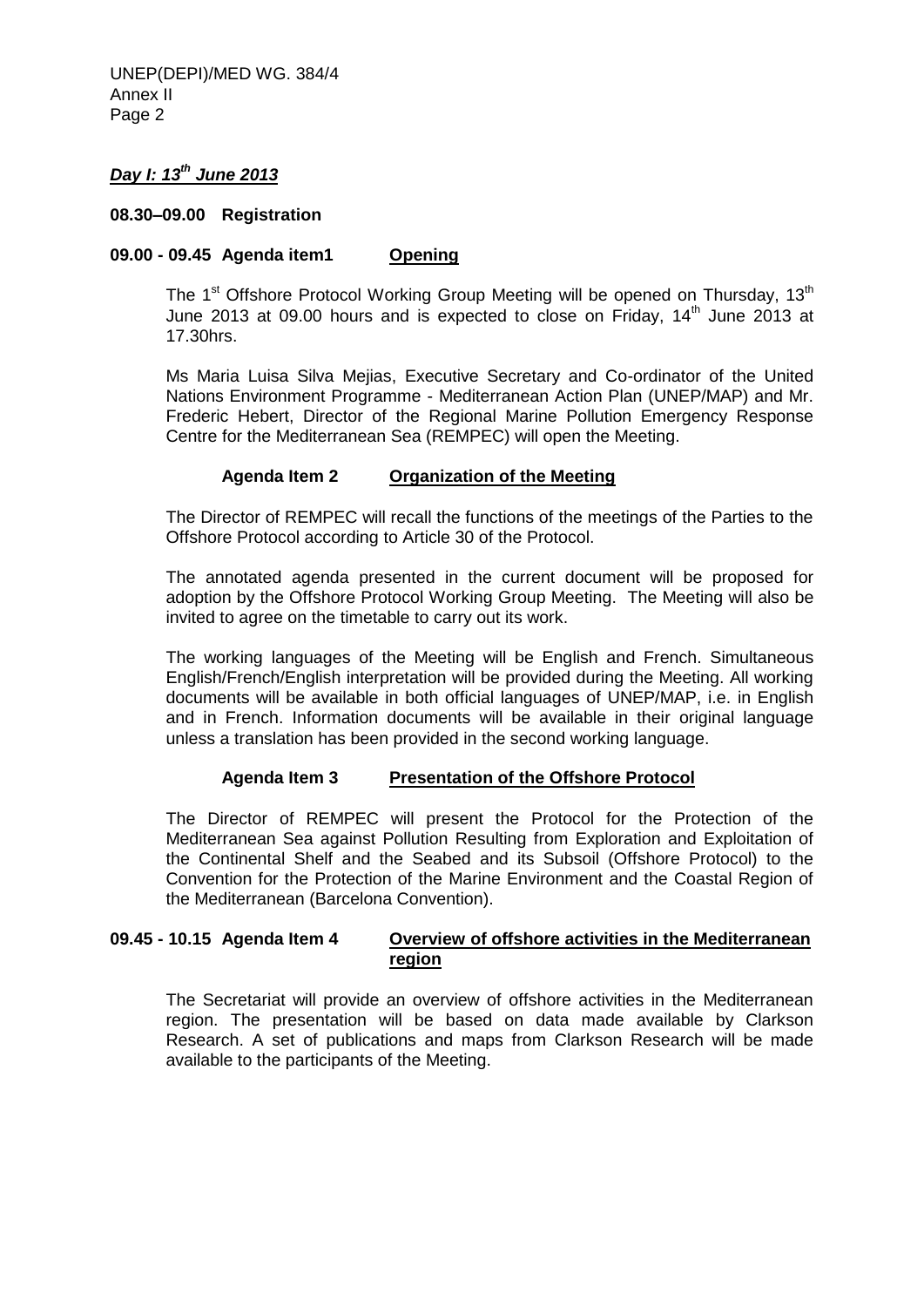***Day I: 13th June 2013***

**08.30–09.00 Registration**

**09.00 - 09.45 Agenda item1** **<u>Opening</u>**

The 1st Offshore Protocol Working Group Meeting will be opened on Thursday, 13th June 2013 at 09.00 hours and is expected to close on Friday, 14th June 2013 at 17.30hrs.

Ms Maria Luisa Silva Mejias, Executive Secretary and Co-ordinator of the United Nations Environment Programme - Mediterranean Action Plan (UNEP/MAP) and Mr. Frederic Hebert, Director of the Regional Marine Pollution Emergency Response Centre for the Mediterranean Sea (REMPEC) will open the Meeting.

**Agenda Item 2** **<u>Organization of the Meeting</u>**

The Director of REMPEC will recall the functions of the meetings of the Parties to the Offshore Protocol according to Article 30 of the Protocol.

The annotated agenda presented in the current document will be proposed for adoption by the Offshore Protocol Working Group Meeting. The Meeting will also be invited to agree on the timetable to carry out its work.

The working languages of the Meeting will be English and French. Simultaneous English/French/English interpretation will be provided during the Meeting. All working documents will be available in both official languages of UNEP/MAP, i.e. in English and in French. Information documents will be available in their original language unless a translation has been provided in the second working language.

**Agenda Item 3** **<u>Presentation of the Offshore Protocol</u>**

The Director of REMPEC will present the Protocol for the Protection of the Mediterranean Sea against Pollution Resulting from Exploration and Exploitation of the Continental Shelf and the Seabed and its Subsoil (Offshore Protocol) to the Convention for the Protection of the Marine Environment and the Coastal Region of the Mediterranean (Barcelona Convention).

**09.45 - 10.15 Agenda Item 4** **<u>Overview of offshore activities in the Mediterranean region</u>**

The Secretariat will provide an overview of offshore activities in the Mediterranean region. The presentation will be based on data made available by Clarkson Research. A set of publications and maps from Clarkson Research will be made available to the participants of the Meeting.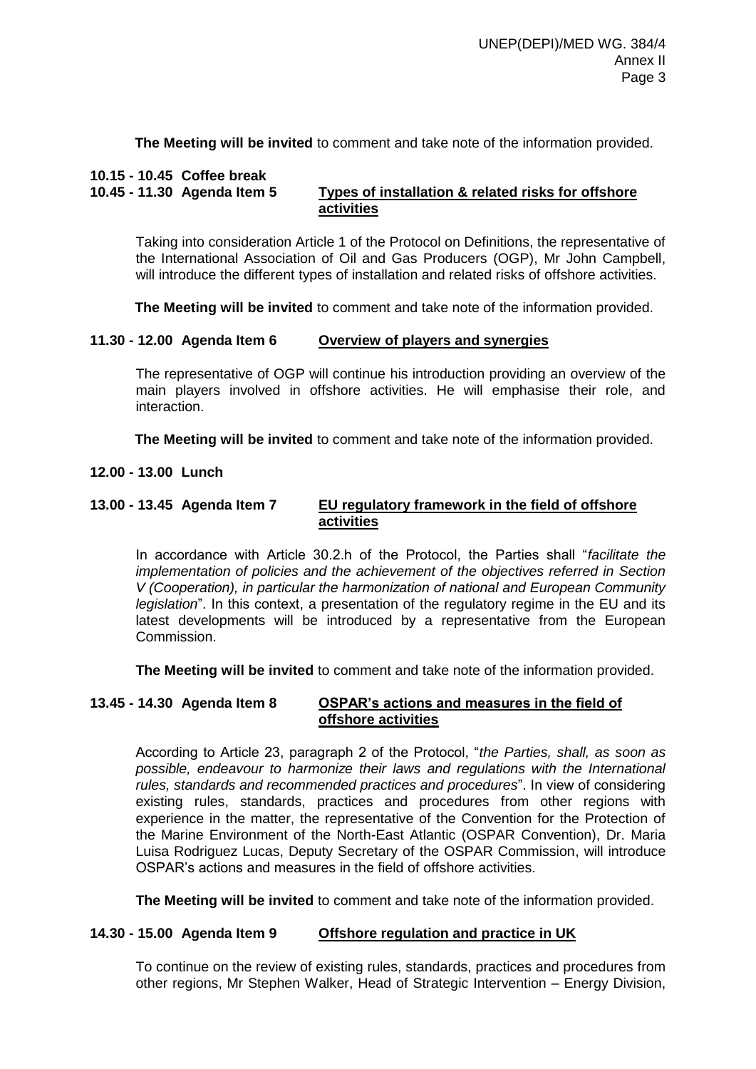**The Meeting will be invited** to comment and take note of the information provided.

**10.15 - 10.45 Coffee break**

**10.45 - 11.30 Agenda Item 5 Types of installation & related risks for offshore activities**

Taking into consideration Article 1 of the Protocol on Definitions, the representative of the International Association of Oil and Gas Producers (OGP), Mr John Campbell, will introduce the different types of installation and related risks of offshore activities.

**The Meeting will be invited** to comment and take note of the information provided.

**11.30 - 12.00 Agenda Item 6 Overview of players and synergies**

The representative of OGP will continue his introduction providing an overview of the main players involved in offshore activities. He will emphasise their role, and interaction.

**The Meeting will be invited** to comment and take note of the information provided.

**12.00 - 13.00 Lunch**

**13.00 - 13.45 Agenda Item 7 EU regulatory framework in the field of offshore activities**

In accordance with Article 30.2.h of the Protocol, the Parties shall "*facilitate the implementation of policies and the achievement of the objectives referred in Section V (Cooperation), in particular the harmonization of national and European Community legislation*". In this context, a presentation of the regulatory regime in the EU and its latest developments will be introduced by a representative from the European Commission.

**The Meeting will be invited** to comment and take note of the information provided.

**13.45 - 14.30 Agenda Item 8 OSPAR's actions and measures in the field of offshore activities**

According to Article 23, paragraph 2 of the Protocol, "*the Parties, shall, as soon as possible, endeavour to harmonize their laws and regulations with the International rules, standards and recommended practices and procedures*". In view of considering existing rules, standards, practices and procedures from other regions with experience in the matter, the representative of the Convention for the Protection of the Marine Environment of the North-East Atlantic (OSPAR Convention), Dr. Maria Luisa Rodriguez Lucas, Deputy Secretary of the OSPAR Commission, will introduce OSPAR's actions and measures in the field of offshore activities.

**The Meeting will be invited** to comment and take note of the information provided.

**14.30 - 15.00 Agenda Item 9 Offshore regulation and practice in UK**

To continue on the review of existing rules, standards, practices and procedures from other regions, Mr Stephen Walker, Head of Strategic Intervention – Energy Division,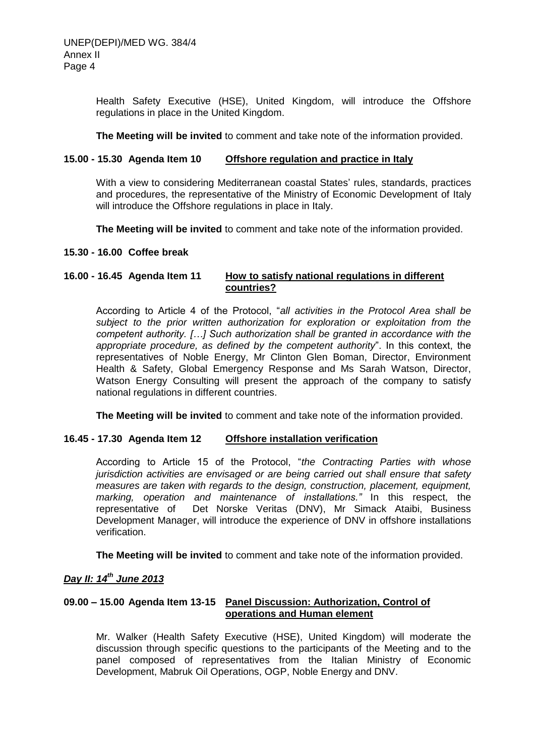Health Safety Executive (HSE), United Kingdom, will introduce the Offshore regulations in place in the United Kingdom.

**The Meeting will be invited** to comment and take note of the information provided.

**15.00 - 15.30 Agenda Item 10** **Offshore regulation and practice in Italy**

With a view to considering Mediterranean coastal States' rules, standards, practices and procedures, the representative of the Ministry of Economic Development of Italy will introduce the Offshore regulations in place in Italy.

**The Meeting will be invited** to comment and take note of the information provided.

**15.30 - 16.00 Coffee break**

**16.00 - 16.45 Agenda Item 11** **How to satisfy national regulations in different countries?**

According to Article 4 of the Protocol, "*all activities in the Protocol Area shall be subject to the prior written authorization for exploration or exploitation from the competent authority. […] Such authorization shall be granted in accordance with the appropriate procedure, as defined by the competent authority*". In this context, the representatives of Noble Energy, Mr Clinton Glen Boman, Director, Environment Health & Safety, Global Emergency Response and Ms Sarah Watson, Director, Watson Energy Consulting will present the approach of the company to satisfy national regulations in different countries.

**The Meeting will be invited** to comment and take note of the information provided.

**16.45 - 17.30 Agenda Item 12** **Offshore installation verification**

According to Article 15 of the Protocol, "*the Contracting Parties with whose jurisdiction activities are envisaged or are being carried out shall ensure that safety measures are taken with regards to the design, construction, placement, equipment, marking, operation and maintenance of installations."* In this respect, the representative of Det Norske Veritas (DNV), Mr Simack Ataibi, Business Development Manager, will introduce the experience of DNV in offshore installations verification.

**The Meeting will be invited** to comment and take note of the information provided.

***Day II: 14th June 2013***

**09.00 – 15.00 Agenda Item 13-15** **Panel Discussion: Authorization, Control of operations and Human element**

Mr. Walker (Health Safety Executive (HSE), United Kingdom) will moderate the discussion through specific questions to the participants of the Meeting and to the panel composed of representatives from the Italian Ministry of Economic Development, Mabruk Oil Operations, OGP, Noble Energy and DNV.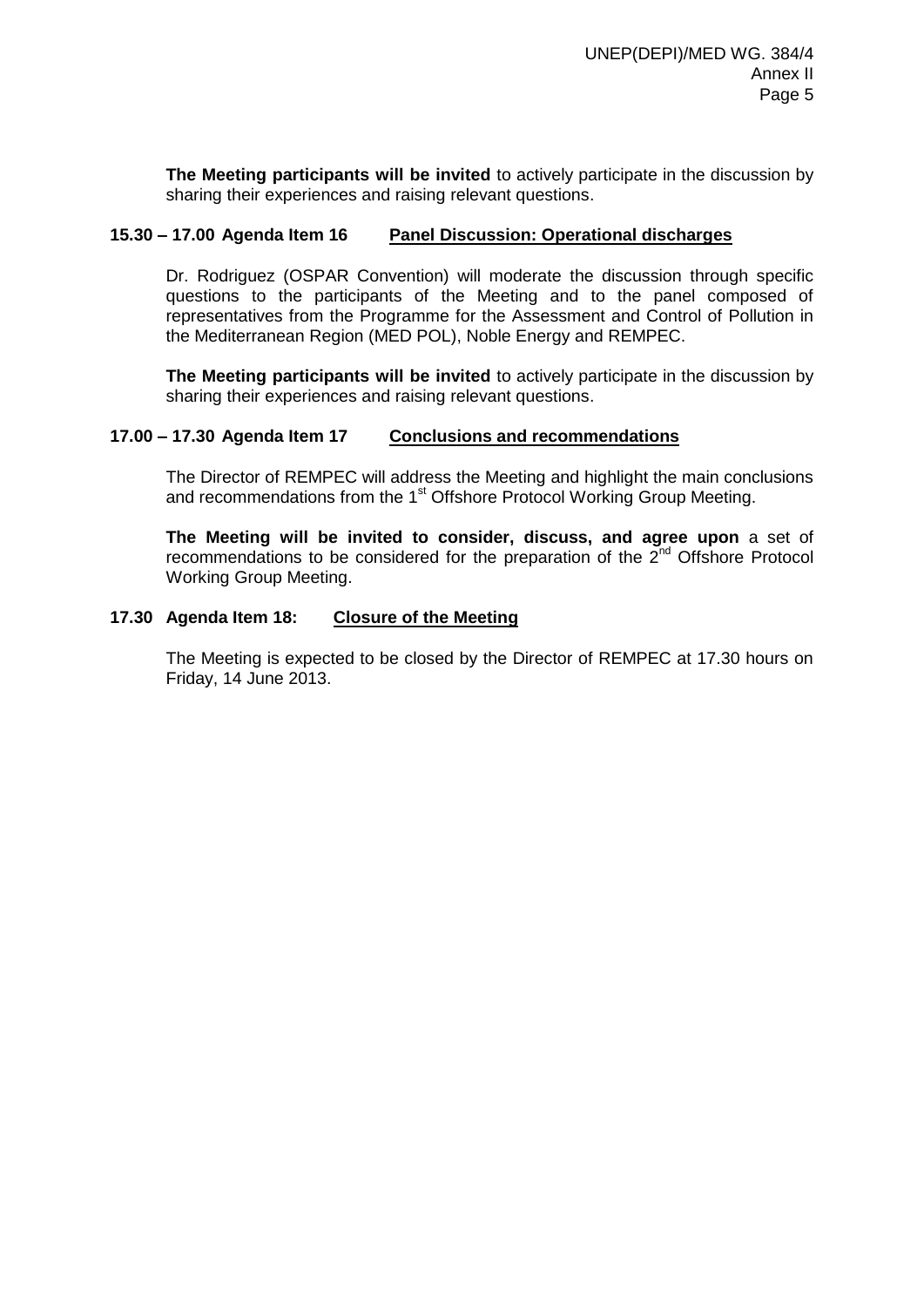**The Meeting participants will be invited** to actively participate in the discussion by sharing their experiences and raising relevant questions.

**15.30 – 17.00 Agenda Item 16 Panel Discussion: Operational discharges**

Dr. Rodriguez (OSPAR Convention) will moderate the discussion through specific questions to the participants of the Meeting and to the panel composed of representatives from the Programme for the Assessment and Control of Pollution in the Mediterranean Region (MED POL), Noble Energy and REMPEC.

**The Meeting participants will be invited** to actively participate in the discussion by sharing their experiences and raising relevant questions.

**17.00 – 17.30 Agenda Item 17 Conclusions and recommendations**

The Director of REMPEC will address the Meeting and highlight the main conclusions and recommendations from the 1st Offshore Protocol Working Group Meeting.

**The Meeting will be invited to consider, discuss, and agree upon** a set of recommendations to be considered for the preparation of the 2nd Offshore Protocol Working Group Meeting.

**17.30 Agenda Item 18: Closure of the Meeting**

The Meeting is expected to be closed by the Director of REMPEC at 17.30 hours on Friday, 14 June 2013.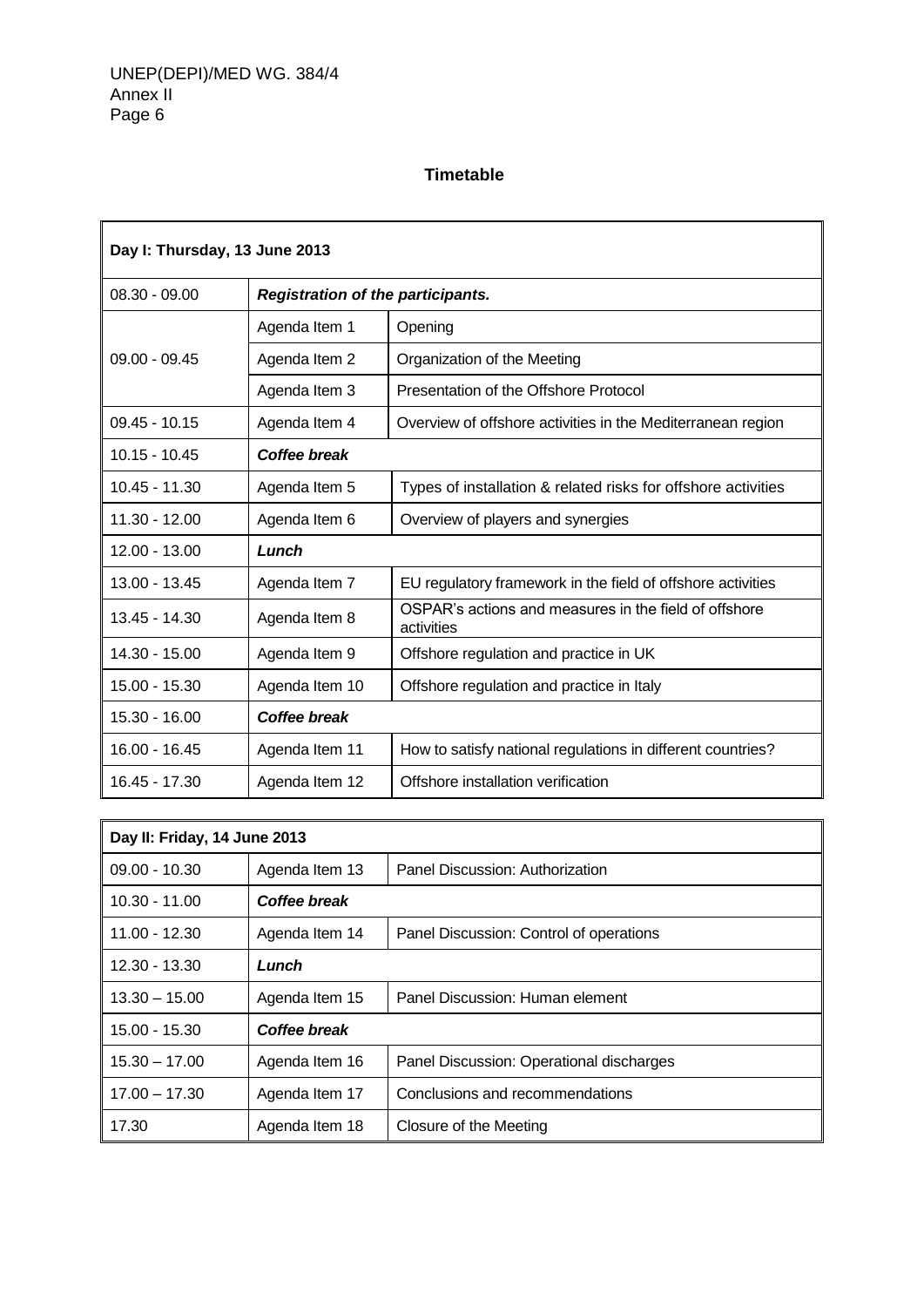## Timetable

| Day I: Thursday, 13 June 2013 | | |
|---|---|---|
| 08.30 - 09.00 | ***Registration of the participants.*** | |
| 09.00 - 09.45 | Agenda Item 1 | Opening |
| | Agenda Item 2 | Organization of the Meeting |
| | Agenda Item 3 | Presentation of the Offshore Protocol |
| 09.45 - 10.15 | Agenda Item 4 | Overview of offshore activities in the Mediterranean region |
| 10.15 - 10.45 | ***Coffee break*** | |
| 10.45 - 11.30 | Agenda Item 5 | Types of installation & related risks for offshore activities |
| 11.30 - 12.00 | Agenda Item 6 | Overview of players and synergies |
| 12.00 - 13.00 | ***Lunch*** | |
| 13.00 - 13.45 | Agenda Item 7 | EU regulatory framework in the field of offshore activities |
| 13.45 - 14.30 | Agenda Item 8 | OSPAR's actions and measures in the field of offshore activities |
| 14.30 - 15.00 | Agenda Item 9 | Offshore regulation and practice in UK |
| 15.00 - 15.30 | Agenda Item 10 | Offshore regulation and practice in Italy |
| 15.30 - 16.00 | ***Coffee break*** | |
| 16.00 - 16.45 | Agenda Item 11 | How to satisfy national regulations in different countries? |
| 16.45 - 17.30 | Agenda Item 12 | Offshore installation verification |

| Day II: Friday, 14 June 2013 | | |
|---|---|---|
| 09.00 - 10.30 | Agenda Item 13 | Panel Discussion: Authorization |
| 10.30 - 11.00 | ***Coffee break*** | |
| 11.00 - 12.30 | Agenda Item 14 | Panel Discussion: Control of operations |
| 12.30 - 13.30 | ***Lunch*** | |
| 13.30 – 15.00 | Agenda Item 15 | Panel Discussion: Human element |
| 15.00 - 15.30 | ***Coffee break*** | |
| 15.30 – 17.00 | Agenda Item 16 | Panel Discussion: Operational discharges |
| 17.00 – 17.30 | Agenda Item 17 | Conclusions and recommendations |
| 17.30 | Agenda Item 18 | Closure of the Meeting |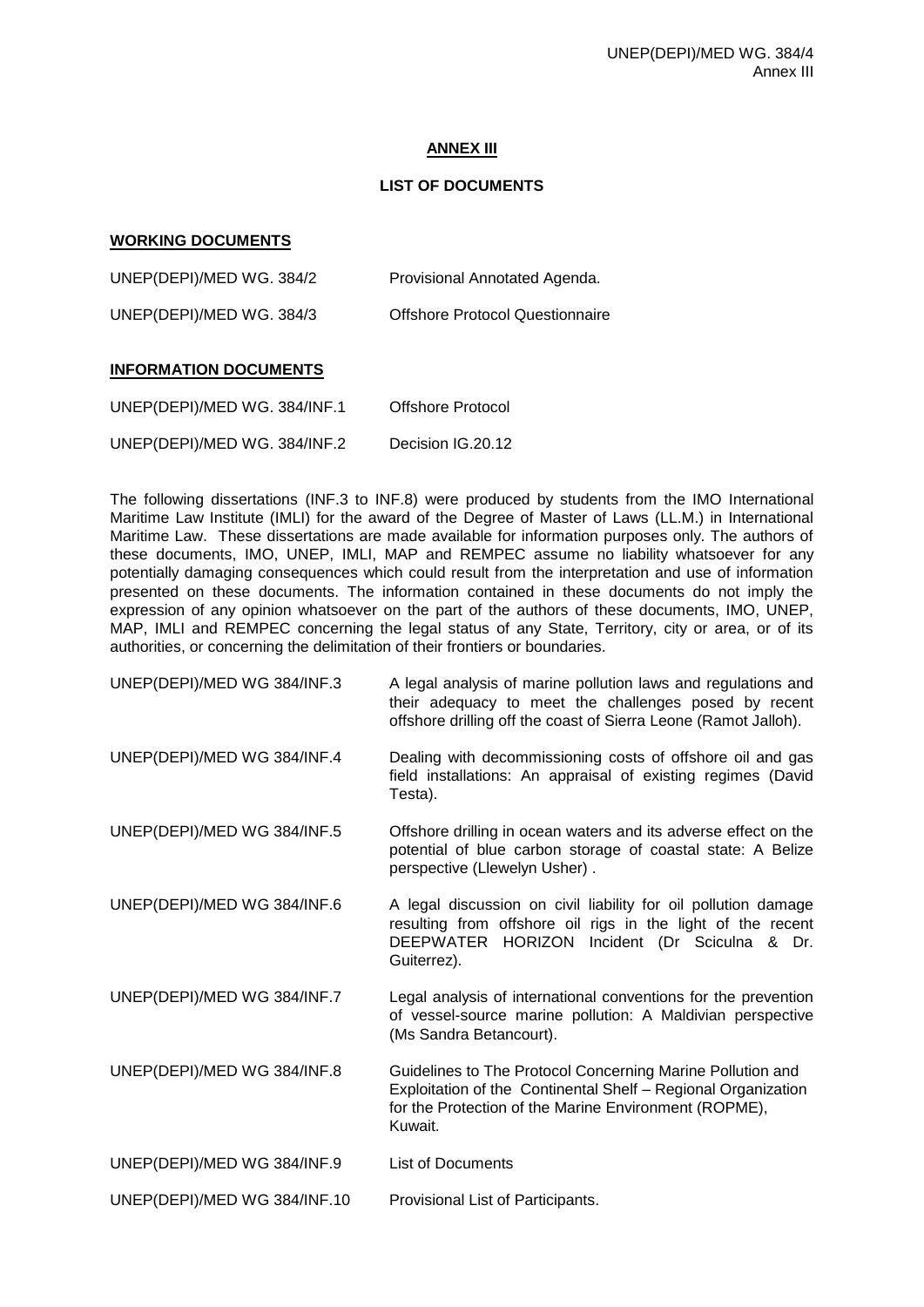## ANNEX III

### LIST OF DOCUMENTS

**WORKING DOCUMENTS**

| | |
|---|---|
| UNEP(DEPI)/MED WG. 384/2 | Provisional Annotated Agenda. |
| UNEP(DEPI)/MED WG. 384/3 | Offshore Protocol Questionnaire |

**INFORMATION DOCUMENTS**

| | |
|---|---|
| UNEP(DEPI)/MED WG. 384/INF.1 | Offshore Protocol |
| UNEP(DEPI)/MED WG. 384/INF.2 | Decision IG.20.12 |

The following dissertations (INF.3 to INF.8) were produced by students from the IMO International Maritime Law Institute (IMLI) for the award of the Degree of Master of Laws (LL.M.) in International Maritime Law. These dissertations are made available for information purposes only. The authors of these documents, IMO, UNEP, IMLI, MAP and REMPEC assume no liability whatsoever for any potentially damaging consequences which could result from the interpretation and use of information presented on these documents. The information contained in these documents do not imply the expression of any opinion whatsoever on the part of the authors of these documents, IMO, UNEP, MAP, IMLI and REMPEC concerning the legal status of any State, Territory, city or area, or of its authorities, or concerning the delimitation of their frontiers or boundaries.

| | |
|---|---|
| UNEP(DEPI)/MED WG 384/INF.3 | A legal analysis of marine pollution laws and regulations and their adequacy to meet the challenges posed by recent offshore drilling off the coast of Sierra Leone (Ramot Jalloh). |
| UNEP(DEPI)/MED WG 384/INF.4 | Dealing with decommissioning costs of offshore oil and gas field installations: An appraisal of existing regimes (David Testa). |
| UNEP(DEPI)/MED WG 384/INF.5 | Offshore drilling in ocean waters and its adverse effect on the potential of blue carbon storage of coastal state: A Belize perspective (Llewelyn Usher) . |
| UNEP(DEPI)/MED WG 384/INF.6 | A legal discussion on civil liability for oil pollution damage resulting from offshore oil rigs in the light of the recent DEEPWATER HORIZON Incident (Dr Sciculna & Dr. Guiterrez). |
| UNEP(DEPI)/MED WG 384/INF.7 | Legal analysis of international conventions for the prevention of vessel-source marine pollution: A Maldivian perspective (Ms Sandra Betancourt). |
| UNEP(DEPI)/MED WG 384/INF.8 | Guidelines to The Protocol Concerning Marine Pollution and Exploitation of the Continental Shelf – Regional Organization for the Protection of the Marine Environment (ROPME), Kuwait. |
| UNEP(DEPI)/MED WG 384/INF.9 | List of Documents |
| UNEP(DEPI)/MED WG 384/INF.10 | Provisional List of Participants. |